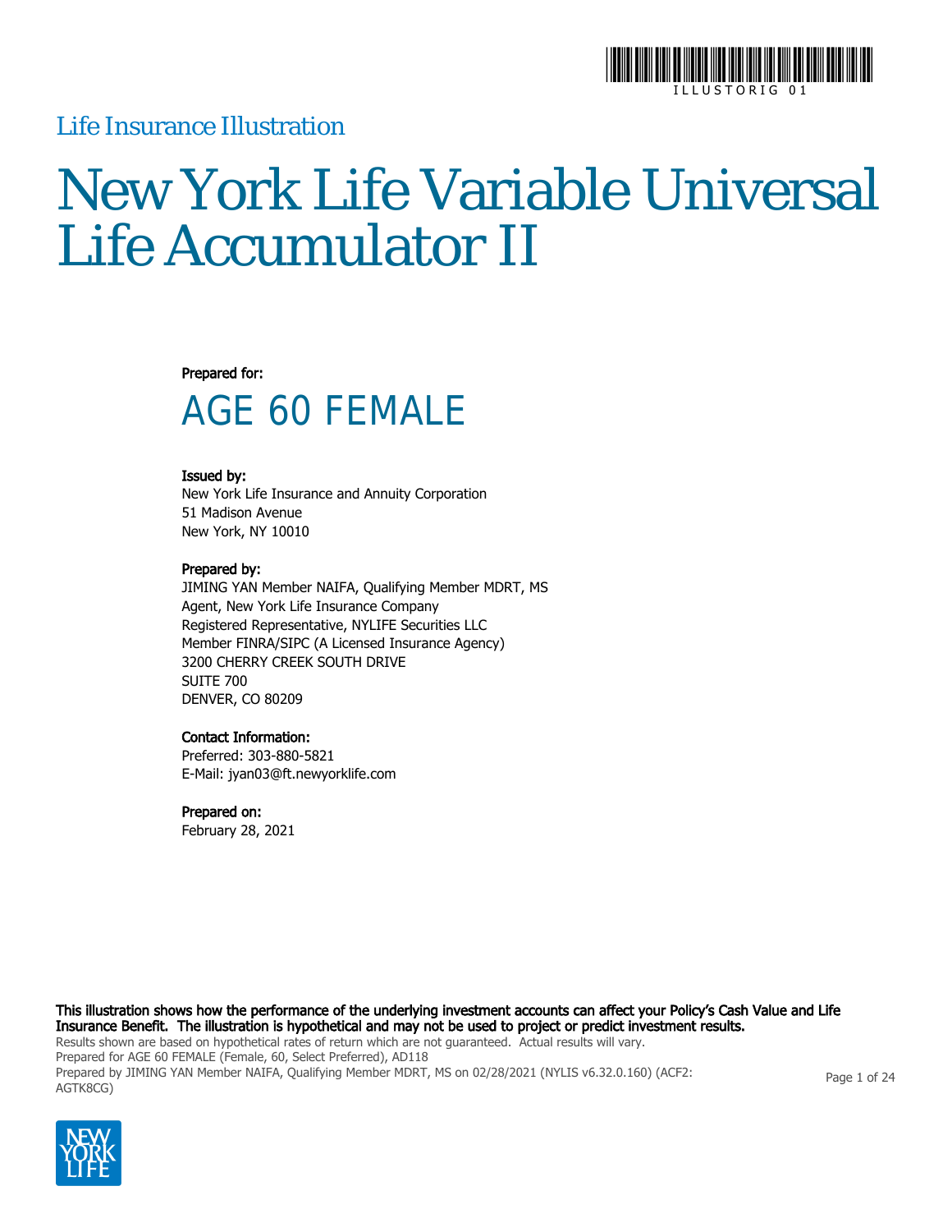ILLUSTORIG 01

Life Insurance Illustration

# New York Life Variable Universal Life Accumulator II

**Prepared for:**

## AGE 60 FEMALE

**Issued by:**
New York Life Insurance and Annuity Corporation
51 Madison Avenue
New York, NY 10010

**Prepared by:**
JIMING YAN Member NAIFA, Qualifying Member MDRT, MS
Agent, New York Life Insurance Company
Registered Representative, NYLIFE Securities LLC
Member FINRA/SIPC (A Licensed Insurance Agency)
3200 CHERRY CREEK SOUTH DRIVE
SUITE 700
DENVER, CO 80209

**Contact Information:**
Preferred: 303-880-5821
E-Mail: jyan03@ft.newyorklife.com

**Prepared on:**
February 28, 2021

**This illustration shows how the performance of the underlying investment accounts can affect your Policy's Cash Value and Life Insurance Benefit. The illustration is hypothetical and may not be used to project or predict investment results.**

Results shown are based on hypothetical rates of return which are not guaranteed. Actual results will vary.
Prepared for AGE 60 FEMALE (Female, 60, Select Preferred), AD118
Prepared by JIMING YAN Member NAIFA, Qualifying Member MDRT, MS on 02/28/2021 (NYLIS v6.32.0.160) (ACF2: AGTK8CG)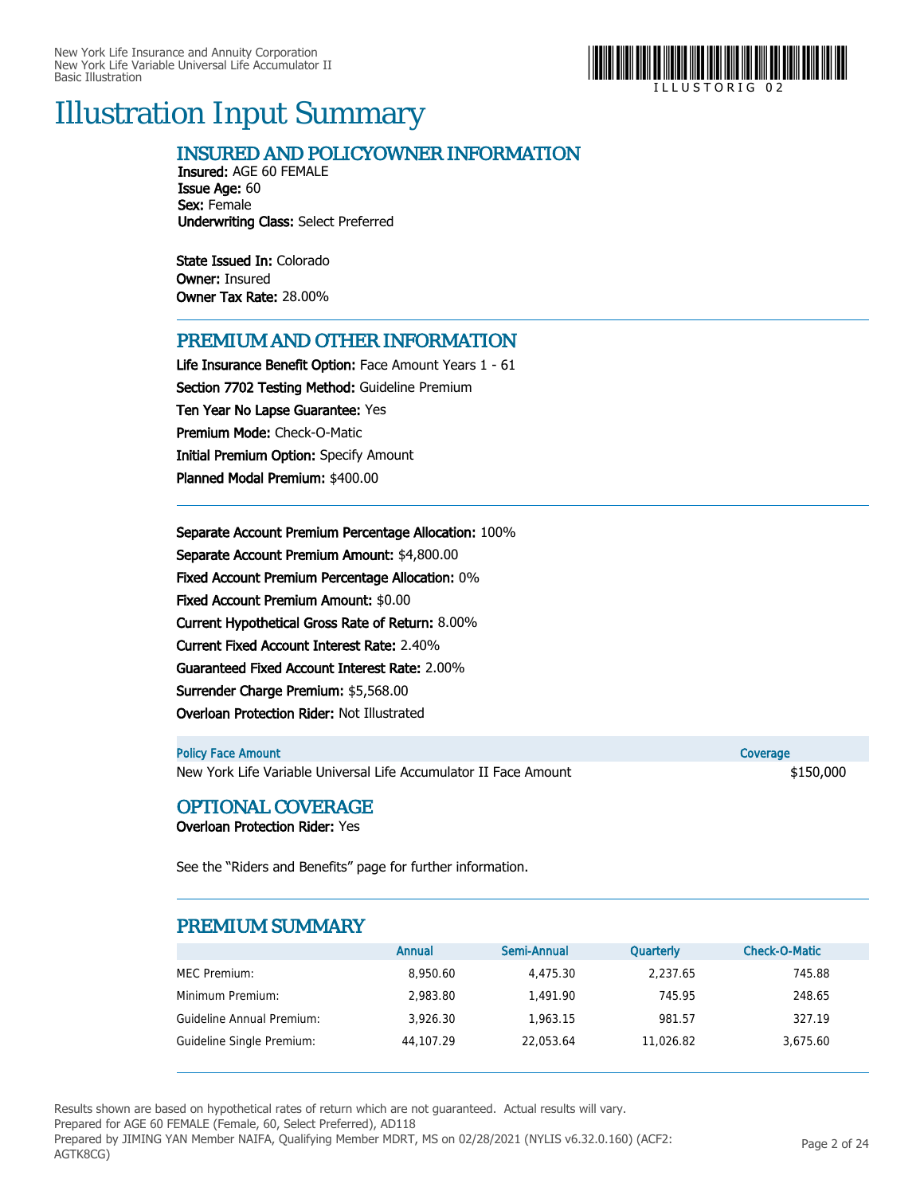# Illustration Input Summary

## INSURED AND POLICYOWNER INFORMATION

**Insured:** AGE 60 FEMALE
**Issue Age:** 60
**Sex:** Female
**Underwriting Class:** Select Preferred

**State Issued In:** Colorado
**Owner:** Insured
**Owner Tax Rate:** 28.00%

## PREMIUM AND OTHER INFORMATION

**Life Insurance Benefit Option:** Face Amount Years 1 - 61
**Section 7702 Testing Method:** Guideline Premium
**Ten Year No Lapse Guarantee:** Yes
**Premium Mode:** Check-O-Matic
**Initial Premium Option:** Specify Amount
**Planned Modal Premium:** $400.00

**Separate Account Premium Percentage Allocation:** 100%
**Separate Account Premium Amount:** $4,800.00
**Fixed Account Premium Percentage Allocation:** 0%
**Fixed Account Premium Amount:** $0.00
**Current Hypothetical Gross Rate of Return:** 8.00%
**Current Fixed Account Interest Rate:** 2.40%
**Guaranteed Fixed Account Interest Rate:** 2.00%
**Surrender Charge Premium:** $5,568.00
**Overloan Protection Rider:** Not Illustrated

| Policy Face Amount | Coverage |
|---|---|
| New York Life Variable Universal Life Accumulator II Face Amount | $150,000 |

## OPTIONAL COVERAGE

**Overloan Protection Rider:** Yes

See the "Riders and Benefits" page for further information.

## PREMIUM SUMMARY

| | Annual | Semi-Annual | Quarterly | Check-O-Matic |
|---|---|---|---|---|
| MEC Premium: | 8,950.60 | 4,475.30 | 2,237.65 | 745.88 |
| Minimum Premium: | 2,983.80 | 1,491.90 | 745.95 | 248.65 |
| Guideline Annual Premium: | 3,926.30 | 1,963.15 | 981.57 | 327.19 |
| Guideline Single Premium: | 44,107.29 | 22,053.64 | 11,026.82 | 3,675.60 |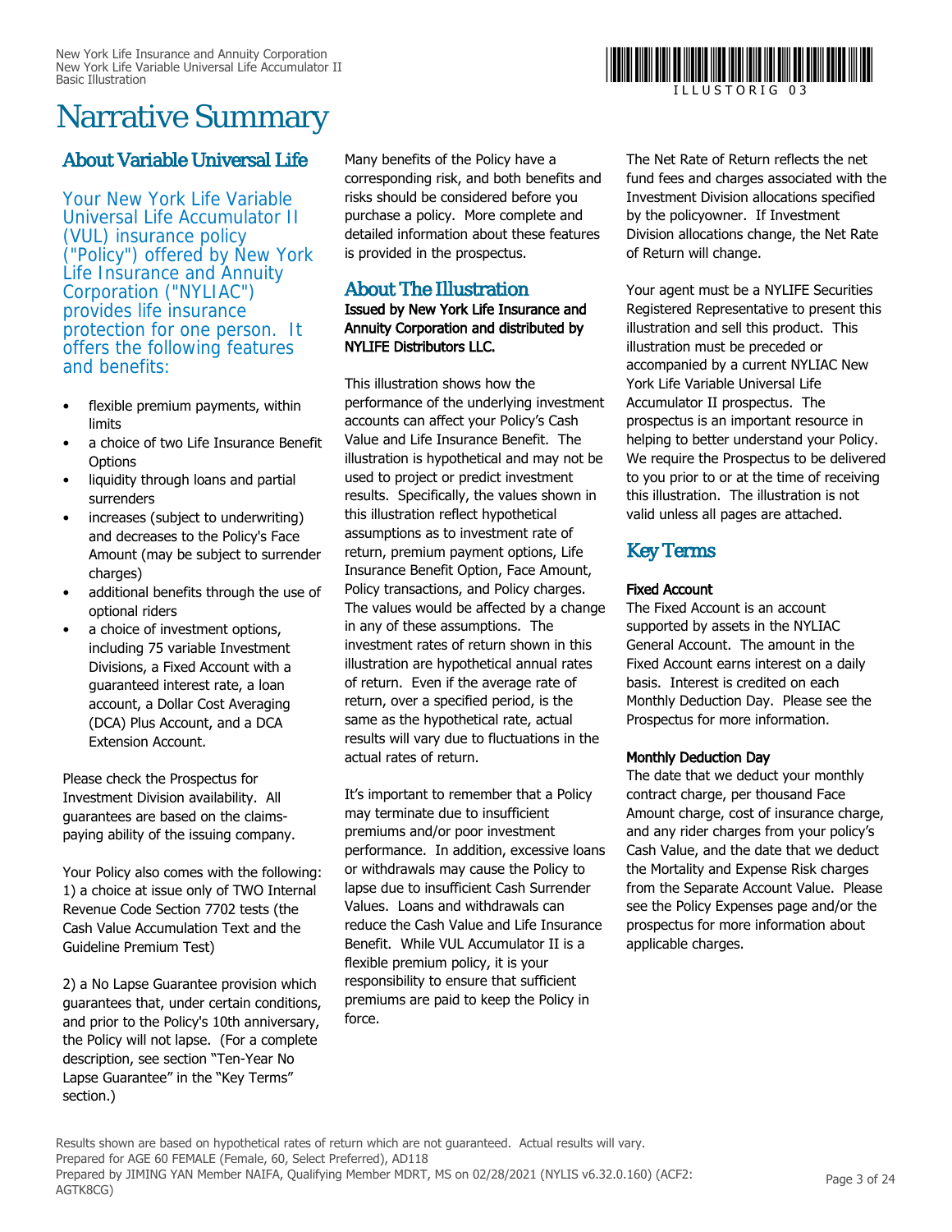# Narrative Summary

## About Variable Universal Life

Your New York Life Variable Universal Life Accumulator II (VUL) insurance policy ("Policy") offered by New York Life Insurance and Annuity Corporation ("NYLIAC") provides life insurance protection for one person. It offers the following features and benefits:

- flexible premium payments, within limits
- a choice of two Life Insurance Benefit Options
- liquidity through loans and partial surrenders
- increases (subject to underwriting) and decreases to the Policy's Face Amount (may be subject to surrender charges)
- additional benefits through the use of optional riders
- a choice of investment options, including 75 variable Investment Divisions, a Fixed Account with a guaranteed interest rate, a loan account, a Dollar Cost Averaging (DCA) Plus Account, and a DCA Extension Account.

Please check the Prospectus for Investment Division availability. All guarantees are based on the claims-paying ability of the issuing company.

Your Policy also comes with the following: 1) a choice at issue only of TWO Internal Revenue Code Section 7702 tests (the Cash Value Accumulation Text and the Guideline Premium Test)

2) a No Lapse Guarantee provision which guarantees that, under certain conditions, and prior to the Policy's 10th anniversary, the Policy will not lapse. (For a complete description, see section "Ten-Year No Lapse Guarantee" in the "Key Terms" section.)

Many benefits of the Policy have a corresponding risk, and both benefits and risks should be considered before you purchase a policy. More complete and detailed information about these features is provided in the prospectus.

## About The Illustration

**Issued by New York Life Insurance and Annuity Corporation and distributed by NYLIFE Distributors LLC.**

This illustration shows how the performance of the underlying investment accounts can affect your Policy's Cash Value and Life Insurance Benefit. The illustration is hypothetical and may not be used to project or predict investment results. Specifically, the values shown in this illustration reflect hypothetical assumptions as to investment rate of return, premium payment options, Life Insurance Benefit Option, Face Amount, Policy transactions, and Policy charges. The values would be affected by a change in any of these assumptions. The investment rates of return shown in this illustration are hypothetical annual rates of return. Even if the average rate of return, over a specified period, is the same as the hypothetical rate, actual results will vary due to fluctuations in the actual rates of return.

It's important to remember that a Policy may terminate due to insufficient premiums and/or poor investment performance. In addition, excessive loans or withdrawals may cause the Policy to lapse due to insufficient Cash Surrender Values. Loans and withdrawals can reduce the Cash Value and Life Insurance Benefit. While VUL Accumulator II is a flexible premium policy, it is your responsibility to ensure that sufficient premiums are paid to keep the Policy in force.

The Net Rate of Return reflects the net fund fees and charges associated with the Investment Division allocations specified by the policyowner. If Investment Division allocations change, the Net Rate of Return will change.

Your agent must be a NYLIFE Securities Registered Representative to present this illustration and sell this product. This illustration must be preceded or accompanied by a current NYLIAC New York Life Variable Universal Life Accumulator II prospectus. The prospectus is an important resource in helping to better understand your Policy. We require the Prospectus to be delivered to you prior to or at the time of receiving this illustration. The illustration is not valid unless all pages are attached.

## Key Terms

**Fixed Account**

The Fixed Account is an account supported by assets in the NYLIAC General Account. The amount in the Fixed Account earns interest on a daily basis. Interest is credited on each Monthly Deduction Day. Please see the Prospectus for more information.

**Monthly Deduction Day**

The date that we deduct your monthly contract charge, per thousand Face Amount charge, cost of insurance charge, and any rider charges from your policy's Cash Value, and the date that we deduct the Mortality and Expense Risk charges from the Separate Account Value. Please see the Policy Expenses page and/or the prospectus for more information about applicable charges.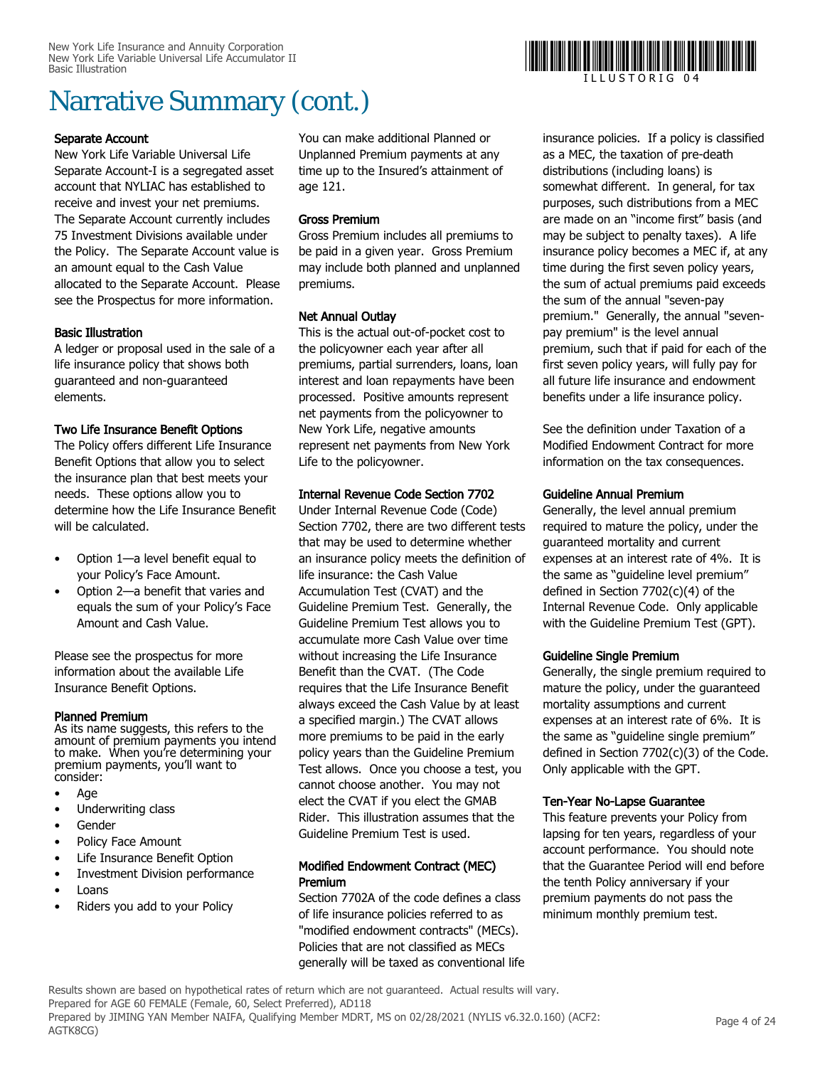# Narrative Summary (cont.)

**Separate Account**
New York Life Variable Universal Life Separate Account-I is a segregated asset account that NYLIAC has established to receive and invest your net premiums. The Separate Account currently includes 75 Investment Divisions available under the Policy. The Separate Account value is an amount equal to the Cash Value allocated to the Separate Account. Please see the Prospectus for more information.

**Basic Illustration**
A ledger or proposal used in the sale of a life insurance policy that shows both guaranteed and non-guaranteed elements.

**Two Life Insurance Benefit Options**
The Policy offers different Life Insurance Benefit Options that allow you to select the insurance plan that best meets your needs. These options allow you to determine how the Life Insurance Benefit will be calculated.

- Option 1—a level benefit equal to your Policy's Face Amount.
- Option 2—a benefit that varies and equals the sum of your Policy's Face Amount and Cash Value.

Please see the prospectus for more information about the available Life Insurance Benefit Options.

**Planned Premium**
As its name suggests, this refers to the amount of premium payments you intend to make. When you're determining your premium payments, you'll want to consider:

- Age
- Underwriting class
- Gender
- Policy Face Amount
- Life Insurance Benefit Option
- Investment Division performance
- Loans
- Riders you add to your Policy

You can make additional Planned or Unplanned Premium payments at any time up to the Insured's attainment of age 121.

**Gross Premium**
Gross Premium includes all premiums to be paid in a given year. Gross Premium may include both planned and unplanned premiums.

**Net Annual Outlay**
This is the actual out-of-pocket cost to the policyowner each year after all premiums, partial surrenders, loans, loan interest and loan repayments have been processed. Positive amounts represent net payments from the policyowner to New York Life, negative amounts represent net payments from New York Life to the policyowner.

**Internal Revenue Code Section 7702**
Under Internal Revenue Code (Code) Section 7702, there are two different tests that may be used to determine whether an insurance policy meets the definition of life insurance: the Cash Value Accumulation Test (CVAT) and the Guideline Premium Test. Generally, the Guideline Premium Test allows you to accumulate more Cash Value over time without increasing the Life Insurance Benefit than the CVAT. (The Code requires that the Life Insurance Benefit always exceed the Cash Value by at least a specified margin.) The CVAT allows more premiums to be paid in the early policy years than the Guideline Premium Test allows. Once you choose a test, you cannot choose another. You may not elect the CVAT if you elect the GMAB Rider. This illustration assumes that the Guideline Premium Test is used.

**Modified Endowment Contract (MEC) Premium**
Section 7702A of the code defines a class of life insurance policies referred to as "modified endowment contracts" (MECs). Policies that are not classified as MECs generally will be taxed as conventional life insurance policies. If a policy is classified as a MEC, the taxation of pre-death distributions (including loans) is somewhat different. In general, for tax purposes, such distributions from a MEC are made on an "income first" basis (and may be subject to penalty taxes). A life insurance policy becomes a MEC if, at any time during the first seven policy years, the sum of actual premiums paid exceeds the sum of the annual "seven-pay premium." Generally, the annual "seven-pay premium" is the level annual premium, such that if paid for each of the first seven policy years, will fully pay for all future life insurance and endowment benefits under a life insurance policy.

See the definition under Taxation of a Modified Endowment Contract for more information on the tax consequences.

**Guideline Annual Premium**
Generally, the level annual premium required to mature the policy, under the guaranteed mortality and current expenses at an interest rate of 4%. It is the same as "guideline level premium" defined in Section 7702(c)(4) of the Internal Revenue Code. Only applicable with the Guideline Premium Test (GPT).

**Guideline Single Premium**
Generally, the single premium required to mature the policy, under the guaranteed mortality assumptions and current expenses at an interest rate of 6%. It is the same as "guideline single premium" defined in Section 7702(c)(3) of the Code. Only applicable with the GPT.

**Ten-Year No-Lapse Guarantee**
This feature prevents your Policy from lapsing for ten years, regardless of your account performance. You should note that the Guarantee Period will end before the tenth Policy anniversary if your premium payments do not pass the minimum monthly premium test.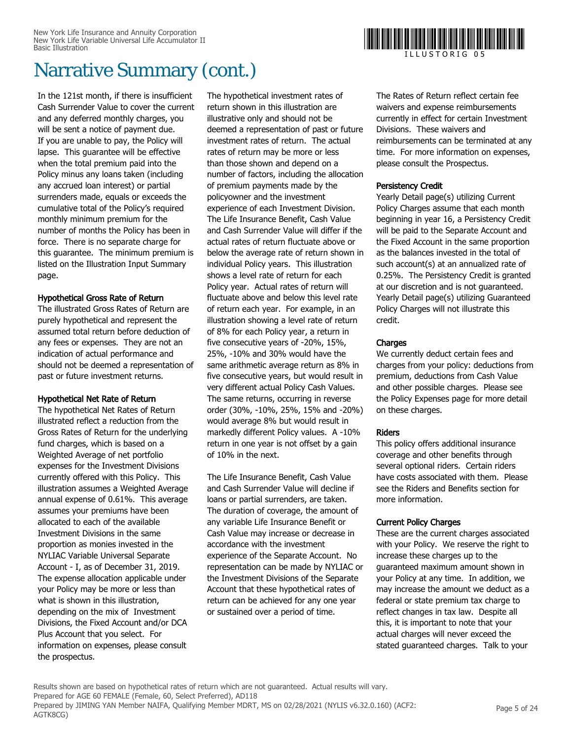# Narrative Summary (cont.)

In the 121st month, if there is insufficient Cash Surrender Value to cover the current and any deferred monthly charges, you will be sent a notice of payment due. If you are unable to pay, the Policy will lapse. This guarantee will be effective when the total premium paid into the Policy minus any loans taken (including any accrued loan interest) or partial surrenders made, equals or exceeds the cumulative total of the Policy's required monthly minimum premium for the number of months the Policy has been in force. There is no separate charge for this guarantee. The minimum premium is listed on the Illustration Input Summary page.

### Hypothetical Gross Rate of Return

The illustrated Gross Rates of Return are purely hypothetical and represent the assumed total return before deduction of any fees or expenses. They are not an indication of actual performance and should not be deemed a representation of past or future investment returns.

### Hypothetical Net Rate of Return

The hypothetical Net Rates of Return illustrated reflect a reduction from the Gross Rates of Return for the underlying fund charges, which is based on a Weighted Average of net portfolio expenses for the Investment Divisions currently offered with this Policy. This illustration assumes a Weighted Average annual expense of 0.61%. This average assumes your premiums have been allocated to each of the available Investment Divisions in the same proportion as monies invested in the NYLIAC Variable Universal Separate Account - I, as of December 31, 2019. The expense allocation applicable under your Policy may be more or less than what is shown in this illustration, depending on the mix of Investment Divisions, the Fixed Account and/or DCA Plus Account that you select. For information on expenses, please consult the prospectus.

The hypothetical investment rates of return shown in this illustration are illustrative only and should not be deemed a representation of past or future investment rates of return. The actual rates of return may be more or less than those shown and depend on a number of factors, including the allocation of premium payments made by the policyowner and the investment experience of each Investment Division. The Life Insurance Benefit, Cash Value and Cash Surrender Value will differ if the actual rates of return fluctuate above or below the average rate of return shown in individual Policy years. This illustration shows a level rate of return for each Policy year. Actual rates of return will fluctuate above and below this level rate of return each year. For example, in an illustration showing a level rate of return of 8% for each Policy year, a return in five consecutive years of -20%, 15%, 25%, -10% and 30% would have the same arithmetic average return as 8% in five consecutive years, but would result in very different actual Policy Cash Values. The same returns, occurring in reverse order (30%, -10%, 25%, 15% and -20%) would average 8% but would result in markedly different Policy values. A -10% return in one year is not offset by a gain of 10% in the next.

The Life Insurance Benefit, Cash Value and Cash Surrender Value will decline if loans or partial surrenders, are taken. The duration of coverage, the amount of any variable Life Insurance Benefit or Cash Value may increase or decrease in accordance with the investment experience of the Separate Account. No representation can be made by NYLIAC or the Investment Divisions of the Separate Account that these hypothetical rates of return can be achieved for any one year or sustained over a period of time.

The Rates of Return reflect certain fee waivers and expense reimbursements currently in effect for certain Investment Divisions. These waivers and reimbursements can be terminated at any time. For more information on expenses, please consult the Prospectus.

### Persistency Credit

Yearly Detail page(s) utilizing Current Policy Charges assume that each month beginning in year 16, a Persistency Credit will be paid to the Separate Account and the Fixed Account in the same proportion as the balances invested in the total of such account(s) at an annualized rate of 0.25%. The Persistency Credit is granted at our discretion and is not guaranteed. Yearly Detail page(s) utilizing Guaranteed Policy Charges will not illustrate this credit.

### Charges

We currently deduct certain fees and charges from your policy: deductions from premium, deductions from Cash Value and other possible charges. Please see the Policy Expenses page for more detail on these charges.

### Riders

This policy offers additional insurance coverage and other benefits through several optional riders. Certain riders have costs associated with them. Please see the Riders and Benefits section for more information.

### Current Policy Charges

These are the current charges associated with your Policy. We reserve the right to increase these charges up to the guaranteed maximum amount shown in your Policy at any time. In addition, we may increase the amount we deduct as a federal or state premium tax charge to reflect changes in tax law. Despite all this, it is important to note that your actual charges will never exceed the stated guaranteed charges. Talk to your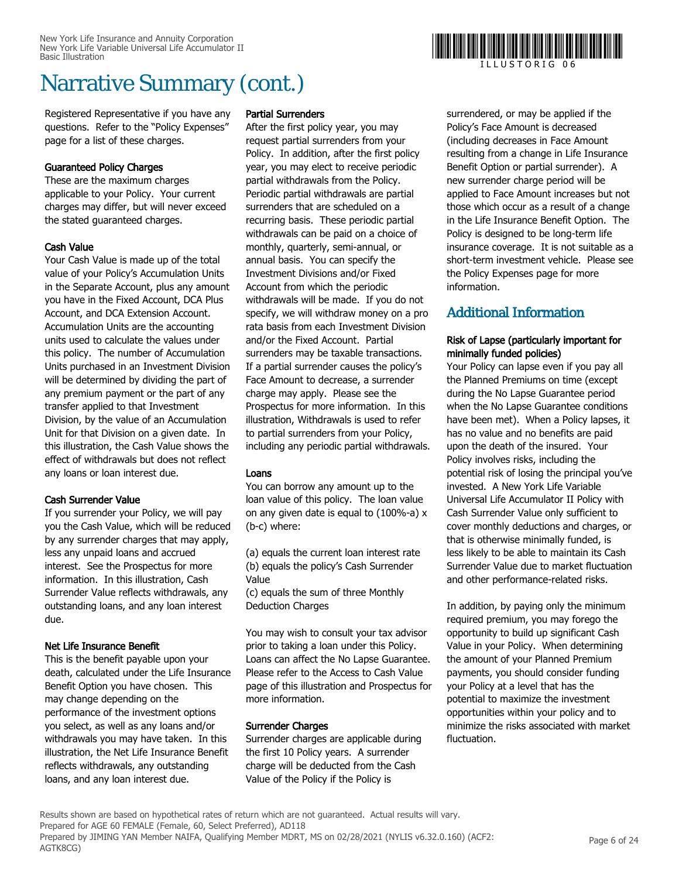# Narrative Summary (cont.)

Registered Representative if you have any questions. Refer to the "Policy Expenses" page for a list of these charges.

### Guaranteed Policy Charges

These are the maximum charges applicable to your Policy. Your current charges may differ, but will never exceed the stated guaranteed charges.

### Cash Value

Your Cash Value is made up of the total value of your Policy's Accumulation Units in the Separate Account, plus any amount you have in the Fixed Account, DCA Plus Account, and DCA Extension Account. Accumulation Units are the accounting units used to calculate the values under this policy. The number of Accumulation Units purchased in an Investment Division will be determined by dividing the part of any premium payment or the part of any transfer applied to that Investment Division, by the value of an Accumulation Unit for that Division on a given date. In this illustration, the Cash Value shows the effect of withdrawals but does not reflect any loans or loan interest due.

### Cash Surrender Value

If you surrender your Policy, we will pay you the Cash Value, which will be reduced by any surrender charges that may apply, less any unpaid loans and accrued interest. See the Prospectus for more information. In this illustration, Cash Surrender Value reflects withdrawals, any outstanding loans, and any loan interest due.

### Net Life Insurance Benefit

This is the benefit payable upon your death, calculated under the Life Insurance Benefit Option you have chosen. This may change depending on the performance of the investment options you select, as well as any loans and/or withdrawals you may have taken. In this illustration, the Net Life Insurance Benefit reflects withdrawals, any outstanding loans, and any loan interest due.

### Partial Surrenders

After the first policy year, you may request partial surrenders from your Policy. In addition, after the first policy year, you may elect to receive periodic partial withdrawals from the Policy. Periodic partial withdrawals are partial surrenders that are scheduled on a recurring basis. These periodic partial withdrawals can be paid on a choice of monthly, quarterly, semi-annual, or annual basis. You can specify the Investment Divisions and/or Fixed Account from which the periodic withdrawals will be made. If you do not specify, we will withdraw money on a pro rata basis from each Investment Division and/or the Fixed Account. Partial surrenders may be taxable transactions. If a partial surrender causes the policy's Face Amount to decrease, a surrender charge may apply. Please see the Prospectus for more information. In this illustration, Withdrawals is used to refer to partial surrenders from your Policy, including any periodic partial withdrawals.

### Loans

You can borrow any amount up to the loan value of this policy. The loan value on any given date is equal to (100%-a) x (b-c) where:

(a) equals the current loan interest rate
(b) equals the policy's Cash Surrender Value
(c) equals the sum of three Monthly Deduction Charges

You may wish to consult your tax advisor prior to taking a loan under this Policy. Loans can affect the No Lapse Guarantee. Please refer to the Access to Cash Value page of this illustration and Prospectus for more information.

### Surrender Charges

Surrender charges are applicable during the first 10 Policy years. A surrender charge will be deducted from the Cash Value of the Policy if the Policy is surrendered, or may be applied if the Policy's Face Amount is decreased (including decreases in Face Amount resulting from a change in Life Insurance Benefit Option or partial surrender). A new surrender charge period will be applied to Face Amount increases but not those which occur as a result of a change in the Life Insurance Benefit Option. The Policy is designed to be long-term life insurance coverage. It is not suitable as a short-term investment vehicle. Please see the Policy Expenses page for more information.

## Additional Information

### Risk of Lapse (particularly important for minimally funded policies)

Your Policy can lapse even if you pay all the Planned Premiums on time (except during the No Lapse Guarantee period when the No Lapse Guarantee conditions have been met). When a Policy lapses, it has no value and no benefits are paid upon the death of the insured. Your Policy involves risks, including the potential risk of losing the principal you've invested. A New York Life Variable Universal Life Accumulator II Policy with Cash Surrender Value only sufficient to cover monthly deductions and charges, or that is otherwise minimally funded, is less likely to be able to maintain its Cash Surrender Value due to market fluctuation and other performance-related risks.

In addition, by paying only the minimum required premium, you may forego the opportunity to build up significant Cash Value in your Policy. When determining the amount of your Planned Premium payments, you should consider funding your Policy at a level that has the potential to maximize the investment opportunities within your policy and to minimize the risks associated with market fluctuation.

Results shown are based on hypothetical rates of return which are not guaranteed. Actual results will vary.
Prepared for AGE 60 FEMALE (Female, 60, Select Preferred), AD118
Prepared by JIMING YAN Member NAIFA, Qualifying Member MDRT, MS on 02/28/2021 (NYLIS v6.32.0.160) (ACF2: AGTK8CG)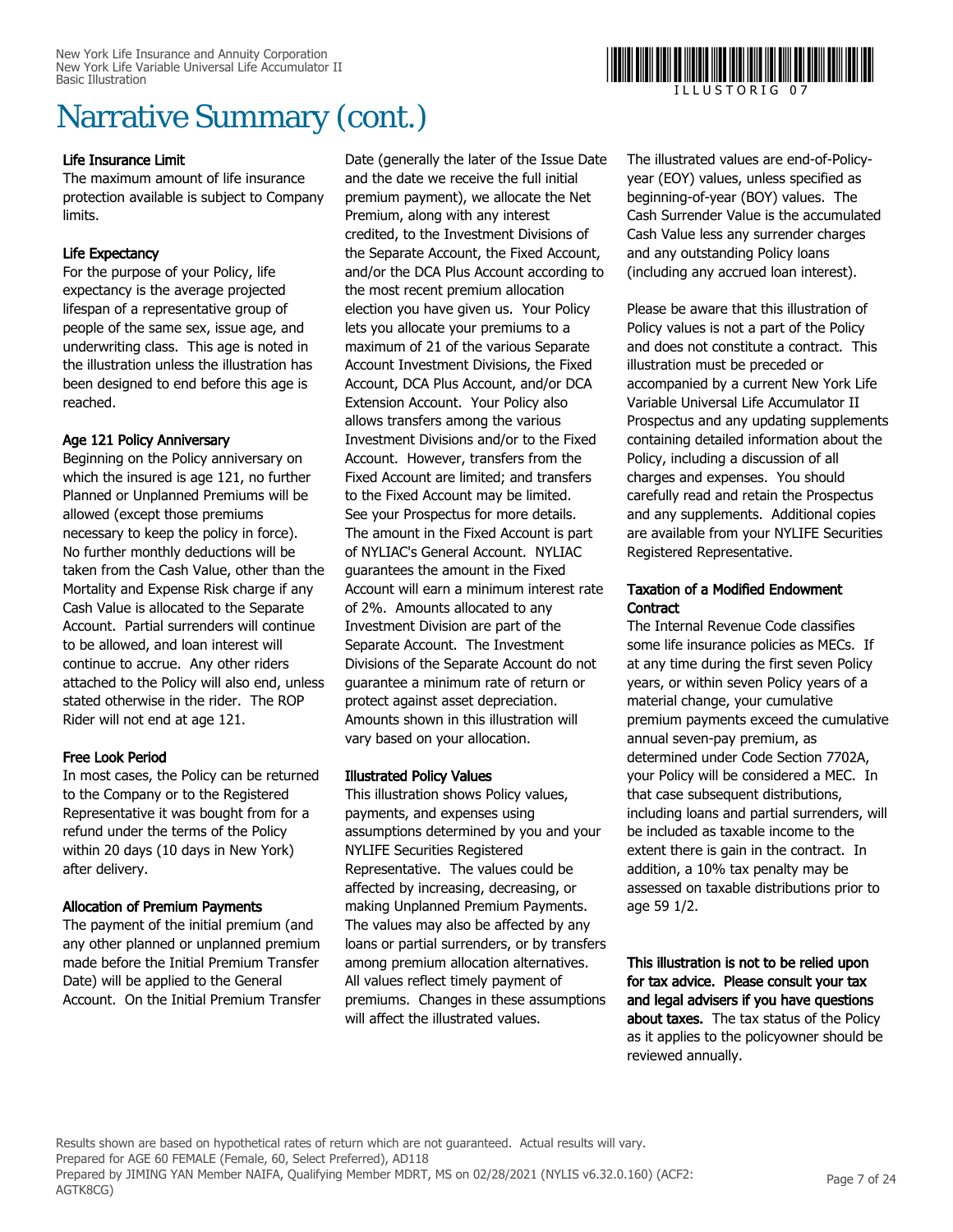# Narrative Summary (cont.)

### Life Insurance Limit

The maximum amount of life insurance protection available is subject to Company limits.

### Life Expectancy

For the purpose of your Policy, life expectancy is the average projected lifespan of a representative group of people of the same sex, issue age, and underwriting class. This age is noted in the illustration unless the illustration has been designed to end before this age is reached.

### Age 121 Policy Anniversary

Beginning on the Policy anniversary on which the insured is age 121, no further Planned or Unplanned Premiums will be allowed (except those premiums necessary to keep the policy in force). No further monthly deductions will be taken from the Cash Value, other than the Mortality and Expense Risk charge if any Cash Value is allocated to the Separate Account. Partial surrenders will continue to be allowed, and loan interest will continue to accrue. Any other riders attached to the Policy will also end, unless stated otherwise in the rider. The ROP Rider will not end at age 121.

### Free Look Period

In most cases, the Policy can be returned to the Company or to the Registered Representative it was bought from for a refund under the terms of the Policy within 20 days (10 days in New York) after delivery.

### Allocation of Premium Payments

The payment of the initial premium (and any other planned or unplanned premium made before the Initial Premium Transfer Date) will be applied to the General Account. On the Initial Premium Transfer Date (generally the later of the Issue Date and the date we receive the full initial premium payment), we allocate the Net Premium, along with any interest credited, to the Investment Divisions of the Separate Account, the Fixed Account, and/or the DCA Plus Account according to the most recent premium allocation election you have given us. Your Policy lets you allocate your premiums to a maximum of 21 of the various Separate Account Investment Divisions, the Fixed Account, DCA Plus Account, and/or DCA Extension Account. Your Policy also allows transfers among the various Investment Divisions and/or to the Fixed Account. However, transfers from the Fixed Account are limited; and transfers to the Fixed Account may be limited. See your Prospectus for more details. The amount in the Fixed Account is part of NYLIAC's General Account. NYLIAC guarantees the amount in the Fixed Account will earn a minimum interest rate of 2%. Amounts allocated to any Investment Division are part of the Separate Account. The Investment Divisions of the Separate Account do not guarantee a minimum rate of return or protect against asset depreciation. Amounts shown in this illustration will vary based on your allocation.

### Illustrated Policy Values

This illustration shows Policy values, payments, and expenses using assumptions determined by you and your NYLIFE Securities Registered Representative. The values could be affected by increasing, decreasing, or making Unplanned Premium Payments. The values may also be affected by any loans or partial surrenders, or by transfers among premium allocation alternatives. All values reflect timely payment of premiums. Changes in these assumptions will affect the illustrated values.

The illustrated values are end-of-Policy-year (EOY) values, unless specified as beginning-of-year (BOY) values. The Cash Surrender Value is the accumulated Cash Value less any surrender charges and any outstanding Policy loans (including any accrued loan interest).

Please be aware that this illustration of Policy values is not a part of the Policy and does not constitute a contract. This illustration must be preceded or accompanied by a current New York Life Variable Universal Life Accumulator II Prospectus and any updating supplements containing detailed information about the Policy, including a discussion of all charges and expenses. You should carefully read and retain the Prospectus and any supplements. Additional copies are available from your NYLIFE Securities Registered Representative.

### Taxation of a Modified Endowment Contract

The Internal Revenue Code classifies some life insurance policies as MECs. If at any time during the first seven Policy years, or within seven Policy years of a material change, your cumulative premium payments exceed the cumulative annual seven-pay premium, as determined under Code Section 7702A, your Policy will be considered a MEC. In that case subsequent distributions, including loans and partial surrenders, will be included as taxable income to the extent there is gain in the contract. In addition, a 10% tax penalty may be assessed on taxable distributions prior to age 59 1/2.

**This illustration is not to be relied upon for tax advice. Please consult your tax and legal advisers if you have questions about taxes.** The tax status of the Policy as it applies to the policyowner should be reviewed annually.

Results shown are based on hypothetical rates of return which are not guaranteed. Actual results will vary.
Prepared for AGE 60 FEMALE (Female, 60, Select Preferred), AD118
Prepared by JIMING YAN Member NAIFA, Qualifying Member MDRT, MS on 02/28/2021 (NYLIS v6.32.0.160) (ACF2: AGTK8CG)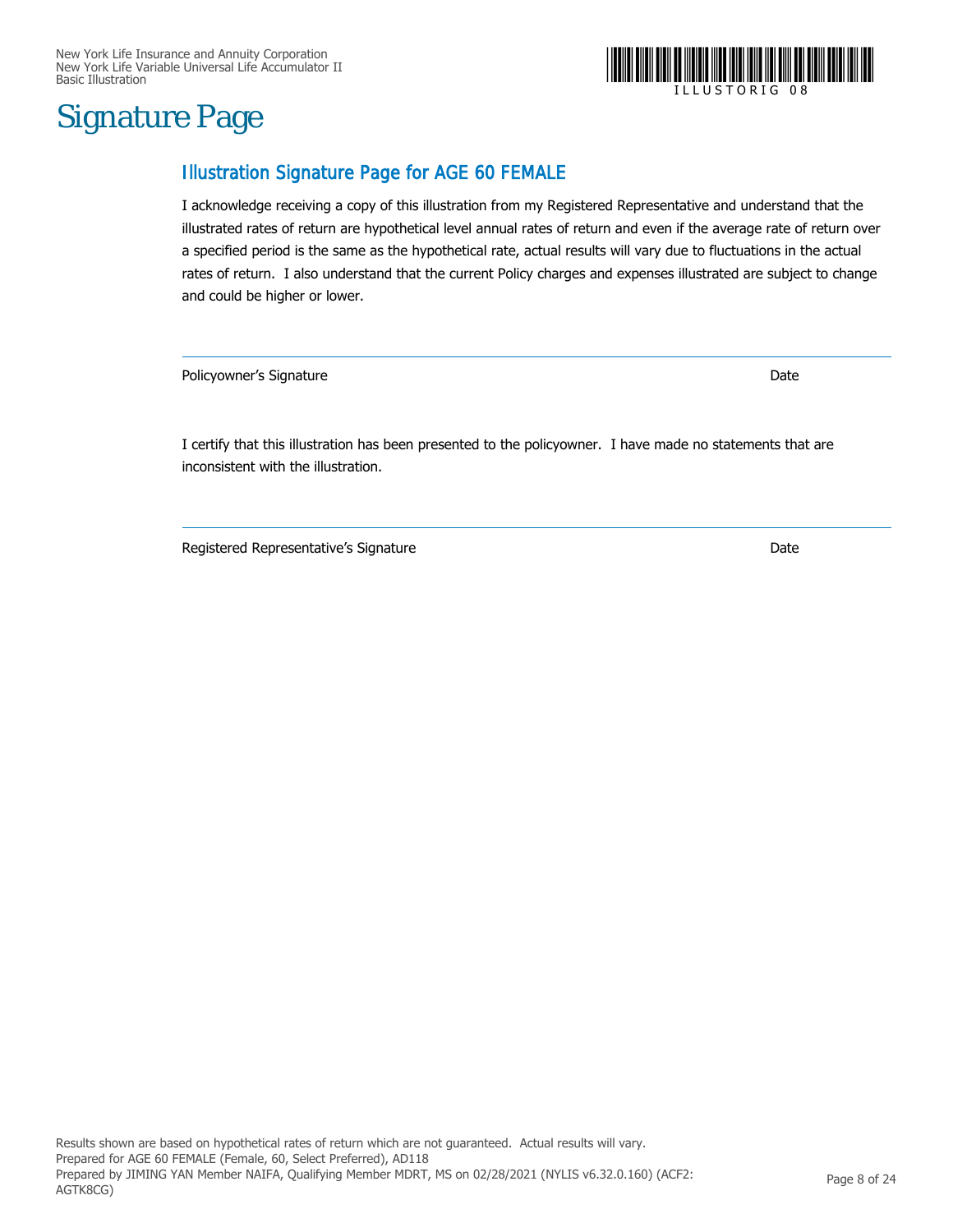# Signature Page

## Illustration Signature Page for AGE 60 FEMALE

I acknowledge receiving a copy of this illustration from my Registered Representative and understand that the illustrated rates of return are hypothetical level annual rates of return and even if the average rate of return over a specified period is the same as the hypothetical rate, actual results will vary due to fluctuations in the actual rates of return. I also understand that the current Policy charges and expenses illustrated are subject to change and could be higher or lower.

---

Policyowner's Signature                                                                                                    Date

I certify that this illustration has been presented to the policyowner. I have made no statements that are inconsistent with the illustration.

---

Registered Representative's Signature                                                                                    Date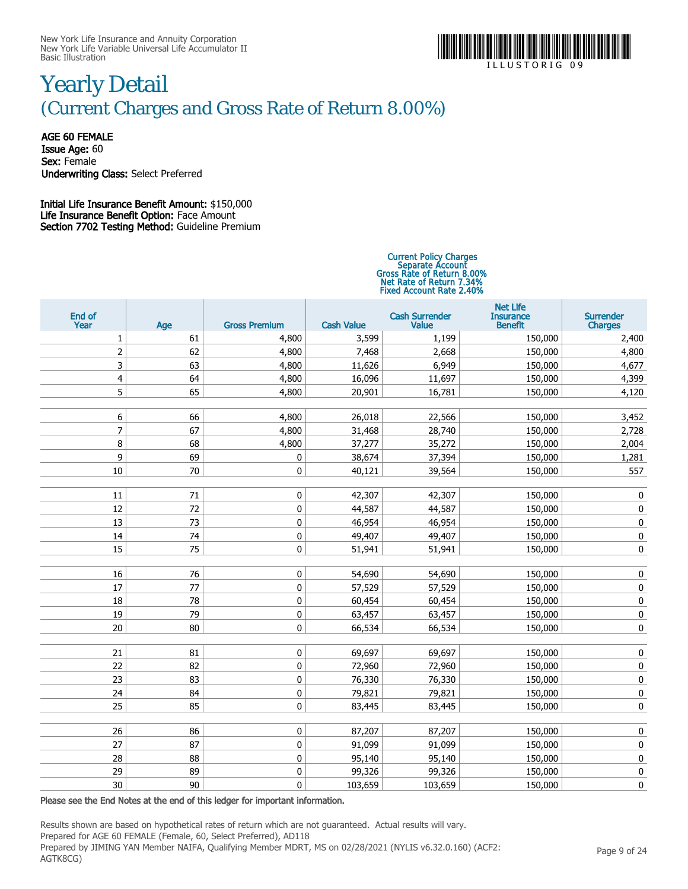New York Life Insurance and Annuity Corporation
New York Life Variable Universal Life Accumulator II
Basic Illustration

# Yearly Detail
## (Current Charges and Gross Rate of Return 8.00%)

**AGE 60 FEMALE**
**Issue Age:** 60
**Sex:** Female
**Underwriting Class:** Select Preferred

**Initial Life Insurance Benefit Amount:** $150,000
**Life Insurance Benefit Option:** Face Amount
**Section 7702 Testing Method:** Guideline Premium

| | | | Current Policy Charges Separate Account Gross Rate of Return 8.00% Net Rate of Return 7.34% Fixed Account Rate 2.40% | | | |
|---|---|---|---|---|---|---|
| **End of Year** | **Age** | **Gross Premium** | **Cash Value** | **Cash Surrender Value** | **Net Life Insurance Benefit** | **Surrender Charges** |
| 1 | 61 | 4,800 | 3,599 | 1,199 | 150,000 | 2,400 |
| 2 | 62 | 4,800 | 7,468 | 2,668 | 150,000 | 4,800 |
| 3 | 63 | 4,800 | 11,626 | 6,949 | 150,000 | 4,677 |
| 4 | 64 | 4,800 | 16,096 | 11,697 | 150,000 | 4,399 |
| 5 | 65 | 4,800 | 20,901 | 16,781 | 150,000 | 4,120 |
| 6 | 66 | 4,800 | 26,018 | 22,566 | 150,000 | 3,452 |
| 7 | 67 | 4,800 | 31,468 | 28,740 | 150,000 | 2,728 |
| 8 | 68 | 4,800 | 37,277 | 35,272 | 150,000 | 2,004 |
| 9 | 69 | 0 | 38,674 | 37,394 | 150,000 | 1,281 |
| 10 | 70 | 0 | 40,121 | 39,564 | 150,000 | 557 |
| 11 | 71 | 0 | 42,307 | 42,307 | 150,000 | 0 |
| 12 | 72 | 0 | 44,587 | 44,587 | 150,000 | 0 |
| 13 | 73 | 0 | 46,954 | 46,954 | 150,000 | 0 |
| 14 | 74 | 0 | 49,407 | 49,407 | 150,000 | 0 |
| 15 | 75 | 0 | 51,941 | 51,941 | 150,000 | 0 |
| 16 | 76 | 0 | 54,690 | 54,690 | 150,000 | 0 |
| 17 | 77 | 0 | 57,529 | 57,529 | 150,000 | 0 |
| 18 | 78 | 0 | 60,454 | 60,454 | 150,000 | 0 |
| 19 | 79 | 0 | 63,457 | 63,457 | 150,000 | 0 |
| 20 | 80 | 0 | 66,534 | 66,534 | 150,000 | 0 |
| 21 | 81 | 0 | 69,697 | 69,697 | 150,000 | 0 |
| 22 | 82 | 0 | 72,960 | 72,960 | 150,000 | 0 |
| 23 | 83 | 0 | 76,330 | 76,330 | 150,000 | 0 |
| 24 | 84 | 0 | 79,821 | 79,821 | 150,000 | 0 |
| 25 | 85 | 0 | 83,445 | 83,445 | 150,000 | 0 |
| 26 | 86 | 0 | 87,207 | 87,207 | 150,000 | 0 |
| 27 | 87 | 0 | 91,099 | 91,099 | 150,000 | 0 |
| 28 | 88 | 0 | 95,140 | 95,140 | 150,000 | 0 |
| 29 | 89 | 0 | 99,326 | 99,326 | 150,000 | 0 |
| 30 | 90 | 0 | 103,659 | 103,659 | 150,000 | 0 |

**Please see the End Notes at the end of this ledger for important information.**

Results shown are based on hypothetical rates of return which are not guaranteed. Actual results will vary.
Prepared for AGE 60 FEMALE (Female, 60, Select Preferred), AD118
Prepared by JIMING YAN Member NAIFA, Qualifying Member MDRT, MS on 02/28/2021 (NYLIS v6.32.0.160) (ACF2: AGTK8CG)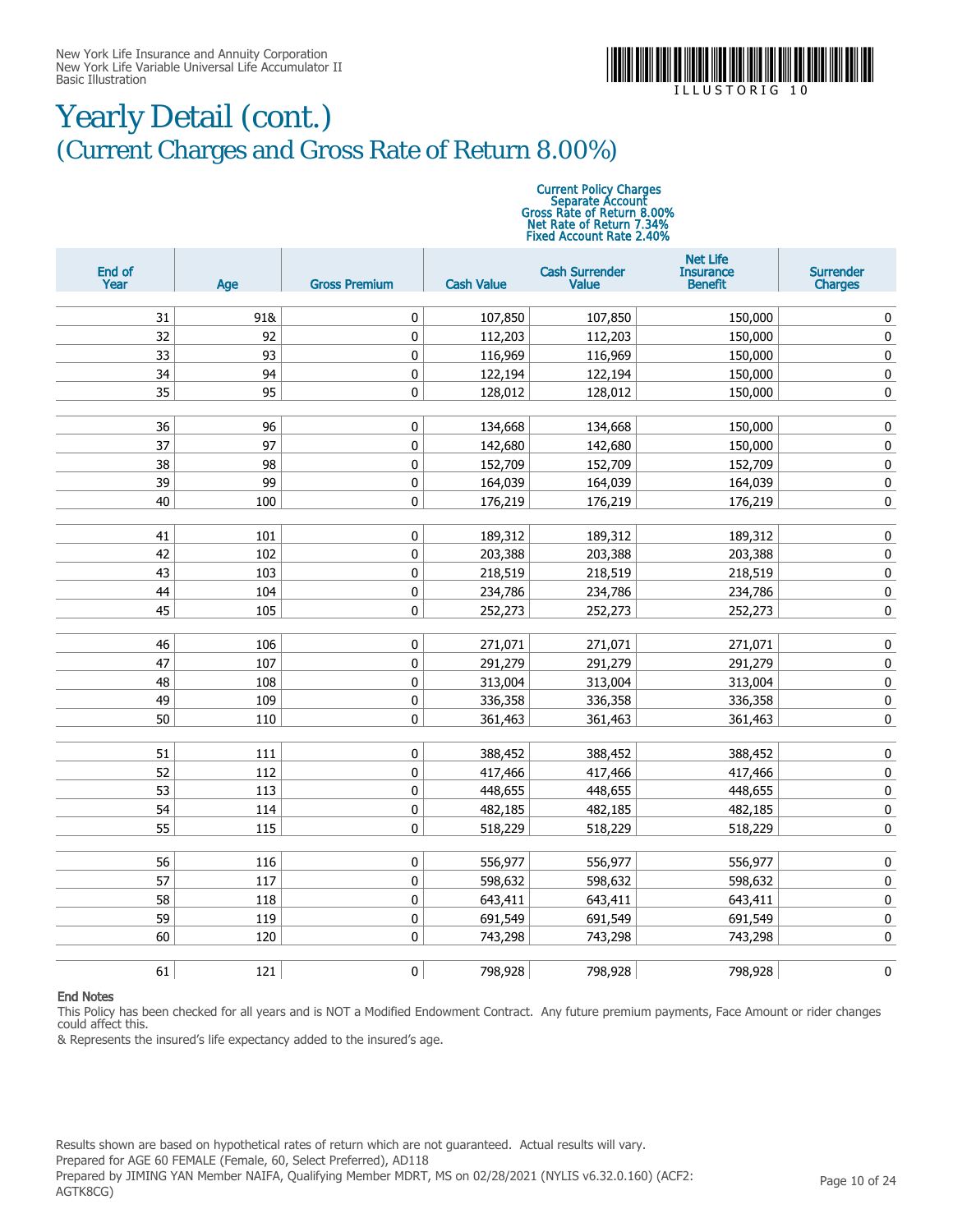# Yearly Detail (cont.)

## (Current Charges and Gross Rate of Return 8.00%)

| End of Year | Age | Gross Premium | Current Policy Charges Separate Account Gross Rate of Return 8.00% Net Rate of Return 7.34% Fixed Account Rate 2.40% Cash Value | Cash Surrender Value | Net Life Insurance Benefit | Surrender Charges |
|---|---|---|---|---|---|---|
| 31 | 91& | 0 | 107,850 | 107,850 | 150,000 | 0 |
| 32 | 92 | 0 | 112,203 | 112,203 | 150,000 | 0 |
| 33 | 93 | 0 | 116,969 | 116,969 | 150,000 | 0 |
| 34 | 94 | 0 | 122,194 | 122,194 | 150,000 | 0 |
| 35 | 95 | 0 | 128,012 | 128,012 | 150,000 | 0 |
| 36 | 96 | 0 | 134,668 | 134,668 | 150,000 | 0 |
| 37 | 97 | 0 | 142,680 | 142,680 | 150,000 | 0 |
| 38 | 98 | 0 | 152,709 | 152,709 | 152,709 | 0 |
| 39 | 99 | 0 | 164,039 | 164,039 | 164,039 | 0 |
| 40 | 100 | 0 | 176,219 | 176,219 | 176,219 | 0 |
| 41 | 101 | 0 | 189,312 | 189,312 | 189,312 | 0 |
| 42 | 102 | 0 | 203,388 | 203,388 | 203,388 | 0 |
| 43 | 103 | 0 | 218,519 | 218,519 | 218,519 | 0 |
| 44 | 104 | 0 | 234,786 | 234,786 | 234,786 | 0 |
| 45 | 105 | 0 | 252,273 | 252,273 | 252,273 | 0 |
| 46 | 106 | 0 | 271,071 | 271,071 | 271,071 | 0 |
| 47 | 107 | 0 | 291,279 | 291,279 | 291,279 | 0 |
| 48 | 108 | 0 | 313,004 | 313,004 | 313,004 | 0 |
| 49 | 109 | 0 | 336,358 | 336,358 | 336,358 | 0 |
| 50 | 110 | 0 | 361,463 | 361,463 | 361,463 | 0 |
| 51 | 111 | 0 | 388,452 | 388,452 | 388,452 | 0 |
| 52 | 112 | 0 | 417,466 | 417,466 | 417,466 | 0 |
| 53 | 113 | 0 | 448,655 | 448,655 | 448,655 | 0 |
| 54 | 114 | 0 | 482,185 | 482,185 | 482,185 | 0 |
| 55 | 115 | 0 | 518,229 | 518,229 | 518,229 | 0 |
| 56 | 116 | 0 | 556,977 | 556,977 | 556,977 | 0 |
| 57 | 117 | 0 | 598,632 | 598,632 | 598,632 | 0 |
| 58 | 118 | 0 | 643,411 | 643,411 | 643,411 | 0 |
| 59 | 119 | 0 | 691,549 | 691,549 | 691,549 | 0 |
| 60 | 120 | 0 | 743,298 | 743,298 | 743,298 | 0 |
| 61 | 121 | 0 | 798,928 | 798,928 | 798,928 | 0 |

**End Notes**

This Policy has been checked for all years and is NOT a Modified Endowment Contract. Any future premium payments, Face Amount or rider changes could affect this.

& Represents the insured's life expectancy added to the insured's age.

Results shown are based on hypothetical rates of return which are not guaranteed. Actual results will vary.
Prepared for AGE 60 FEMALE (Female, 60, Select Preferred), AD118
Prepared by JIMING YAN Member NAIFA, Qualifying Member MDRT, MS on 02/28/2021 (NYLIS v6.32.0.160) (ACF2: AGTK8CG)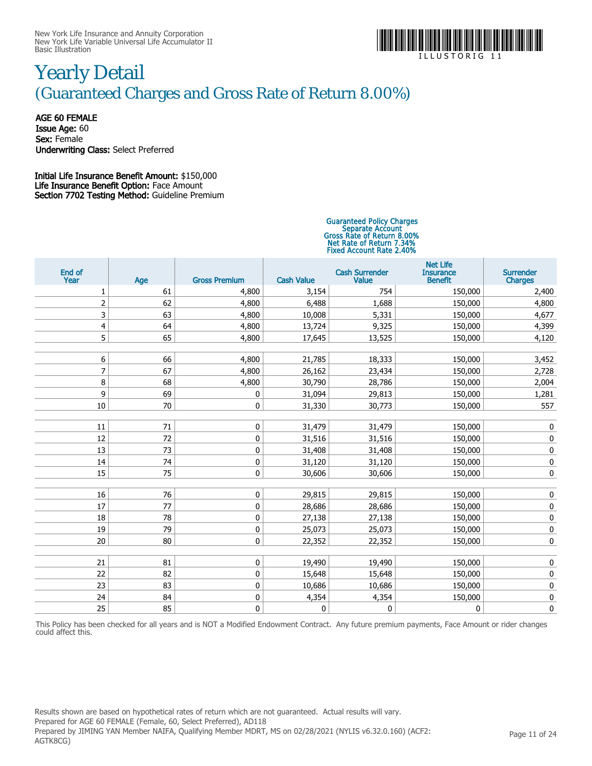New York Life Insurance and Annuity Corporation
New York Life Variable Universal Life Accumulator II
Basic Illustration

# Yearly Detail
## (Guaranteed Charges and Gross Rate of Return 8.00%)

**AGE 60 FEMALE**
**Issue Age:** 60
**Sex:** Female
**Underwriting Class:** Select Preferred

**Initial Life Insurance Benefit Amount:** $150,000
**Life Insurance Benefit Option:** Face Amount
**Section 7702 Testing Method:** Guideline Premium

| | | | Guaranteed Policy Charges Separate Account Gross Rate of Return 8.00% Net Rate of Return 7.34% Fixed Account Rate 2.40% | | | |
|---|---|---|---|---|---|---|
| End of Year | Age | Gross Premium | Cash Value | Cash Surrender Value | Net Life Insurance Benefit | Surrender Charges |
| 1 | 61 | 4,800 | 3,154 | 754 | 150,000 | 2,400 |
| 2 | 62 | 4,800 | 6,488 | 1,688 | 150,000 | 4,800 |
| 3 | 63 | 4,800 | 10,008 | 5,331 | 150,000 | 4,677 |
| 4 | 64 | 4,800 | 13,724 | 9,325 | 150,000 | 4,399 |
| 5 | 65 | 4,800 | 17,645 | 13,525 | 150,000 | 4,120 |
| 6 | 66 | 4,800 | 21,785 | 18,333 | 150,000 | 3,452 |
| 7 | 67 | 4,800 | 26,162 | 23,434 | 150,000 | 2,728 |
| 8 | 68 | 4,800 | 30,790 | 28,786 | 150,000 | 2,004 |
| 9 | 69 | 0 | 31,094 | 29,813 | 150,000 | 1,281 |
| 10 | 70 | 0 | 31,330 | 30,773 | 150,000 | 557 |
| 11 | 71 | 0 | 31,479 | 31,479 | 150,000 | 0 |
| 12 | 72 | 0 | 31,516 | 31,516 | 150,000 | 0 |
| 13 | 73 | 0 | 31,408 | 31,408 | 150,000 | 0 |
| 14 | 74 | 0 | 31,120 | 31,120 | 150,000 | 0 |
| 15 | 75 | 0 | 30,606 | 30,606 | 150,000 | 0 |
| 16 | 76 | 0 | 29,815 | 29,815 | 150,000 | 0 |
| 17 | 77 | 0 | 28,686 | 28,686 | 150,000 | 0 |
| 18 | 78 | 0 | 27,138 | 27,138 | 150,000 | 0 |
| 19 | 79 | 0 | 25,073 | 25,073 | 150,000 | 0 |
| 20 | 80 | 0 | 22,352 | 22,352 | 150,000 | 0 |
| 21 | 81 | 0 | 19,490 | 19,490 | 150,000 | 0 |
| 22 | 82 | 0 | 15,648 | 15,648 | 150,000 | 0 |
| 23 | 83 | 0 | 10,686 | 10,686 | 150,000 | 0 |
| 24 | 84 | 0 | 4,354 | 4,354 | 150,000 | 0 |
| 25 | 85 | 0 | 0 | 0 | 0 | 0 |

This Policy has been checked for all years and is NOT a Modified Endowment Contract. Any future premium payments, Face Amount or rider changes could affect this.

Results shown are based on hypothetical rates of return which are not guaranteed. Actual results will vary.
Prepared for AGE 60 FEMALE (Female, 60, Select Preferred), AD118
Prepared by JIMING YAN Member NAIFA, Qualifying Member MDRT, MS on 02/28/2021 (NYLIS v6.32.0.160) (ACF2: AGTK8CG)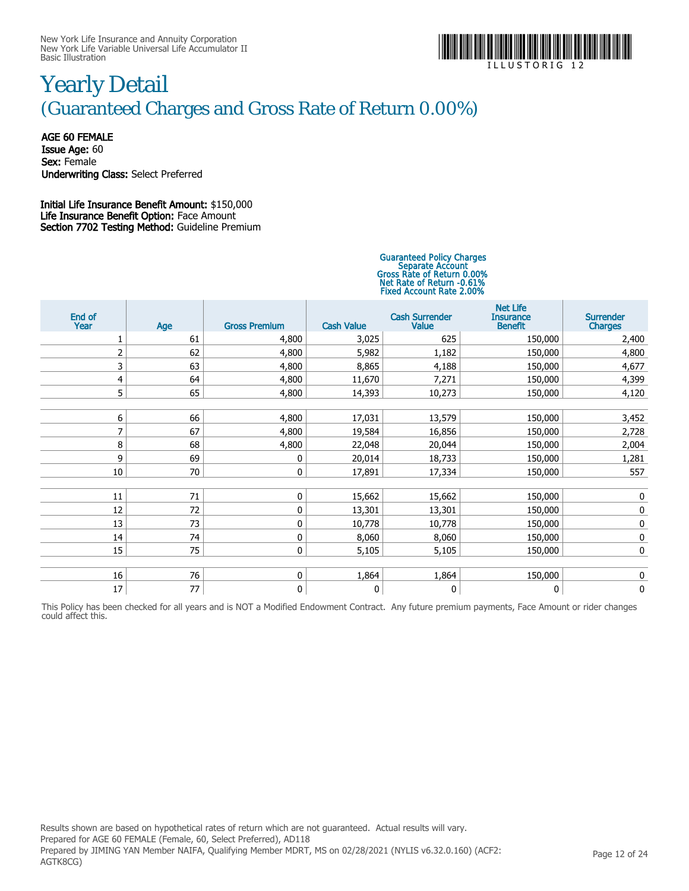# Yearly Detail

## (Guaranteed Charges and Gross Rate of Return 0.00%)

**AGE 60 FEMALE**
**Issue Age:** 60
**Sex:** Female
**Underwriting Class:** Select Preferred

**Initial Life Insurance Benefit Amount:** $150,000
**Life Insurance Benefit Option:** Face Amount
**Section 7702 Testing Method:** Guideline Premium

| | | | Guaranteed Policy Charges Separate Account Gross Rate of Return 0.00% Net Rate of Return -0.61% Fixed Account Rate 2.00% | | | |
|---|---|---|---|---|---|---|
| End of Year | Age | Gross Premium | Cash Value | Cash Surrender Value | Net Life Insurance Benefit | Surrender Charges |
| 1 | 61 | 4,800 | 3,025 | 625 | 150,000 | 2,400 |
| 2 | 62 | 4,800 | 5,982 | 1,182 | 150,000 | 4,800 |
| 3 | 63 | 4,800 | 8,865 | 4,188 | 150,000 | 4,677 |
| 4 | 64 | 4,800 | 11,670 | 7,271 | 150,000 | 4,399 |
| 5 | 65 | 4,800 | 14,393 | 10,273 | 150,000 | 4,120 |
| 6 | 66 | 4,800 | 17,031 | 13,579 | 150,000 | 3,452 |
| 7 | 67 | 4,800 | 19,584 | 16,856 | 150,000 | 2,728 |
| 8 | 68 | 4,800 | 22,048 | 20,044 | 150,000 | 2,004 |
| 9 | 69 | 0 | 20,014 | 18,733 | 150,000 | 1,281 |
| 10 | 70 | 0 | 17,891 | 17,334 | 150,000 | 557 |
| 11 | 71 | 0 | 15,662 | 15,662 | 150,000 | 0 |
| 12 | 72 | 0 | 13,301 | 13,301 | 150,000 | 0 |
| 13 | 73 | 0 | 10,778 | 10,778 | 150,000 | 0 |
| 14 | 74 | 0 | 8,060 | 8,060 | 150,000 | 0 |
| 15 | 75 | 0 | 5,105 | 5,105 | 150,000 | 0 |
| 16 | 76 | 0 | 1,864 | 1,864 | 150,000 | 0 |
| 17 | 77 | 0 | 0 | 0 | 0 | 0 |

This Policy has been checked for all years and is NOT a Modified Endowment Contract. Any future premium payments, Face Amount or rider changes could affect this.

Results shown are based on hypothetical rates of return which are not guaranteed. Actual results will vary.
Prepared for AGE 60 FEMALE (Female, 60, Select Preferred), AD118
Prepared by JIMING YAN Member NAIFA, Qualifying Member MDRT, MS on 02/28/2021 (NYLIS v6.32.0.160) (ACF2: AGTK8CG)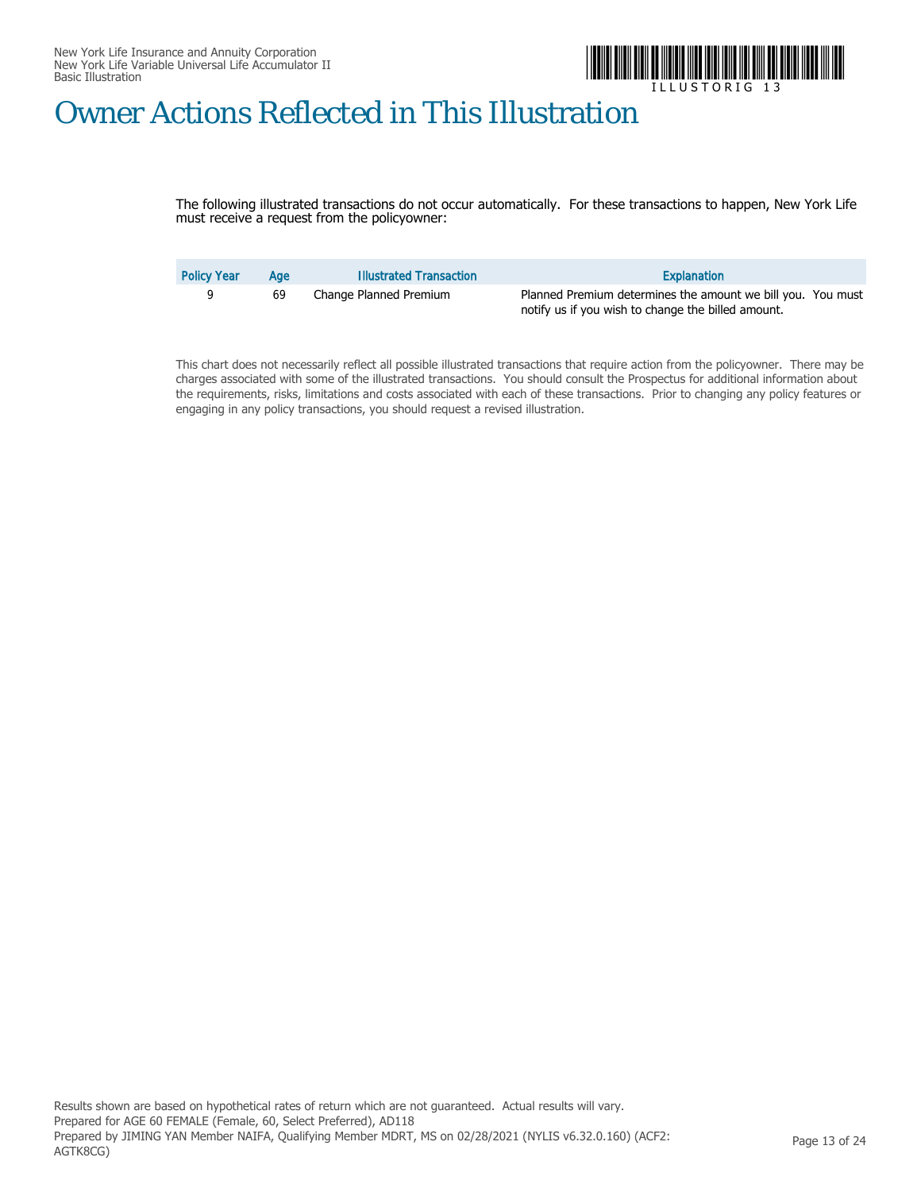# Owner Actions Reflected in This Illustration

The following illustrated transactions do not occur automatically. For these transactions to happen, New York Life must receive a request from the policyowner:

| Policy Year | Age | Illustrated Transaction | Explanation |
|---|---|---|---|
| 9 | 69 | Change Planned Premium | Planned Premium determines the amount we bill you. You must notify us if you wish to change the billed amount. |

This chart does not necessarily reflect all possible illustrated transactions that require action from the policyowner. There may be charges associated with some of the illustrated transactions. You should consult the Prospectus for additional information about the requirements, risks, limitations and costs associated with each of these transactions. Prior to changing any policy features or engaging in any policy transactions, you should request a revised illustration.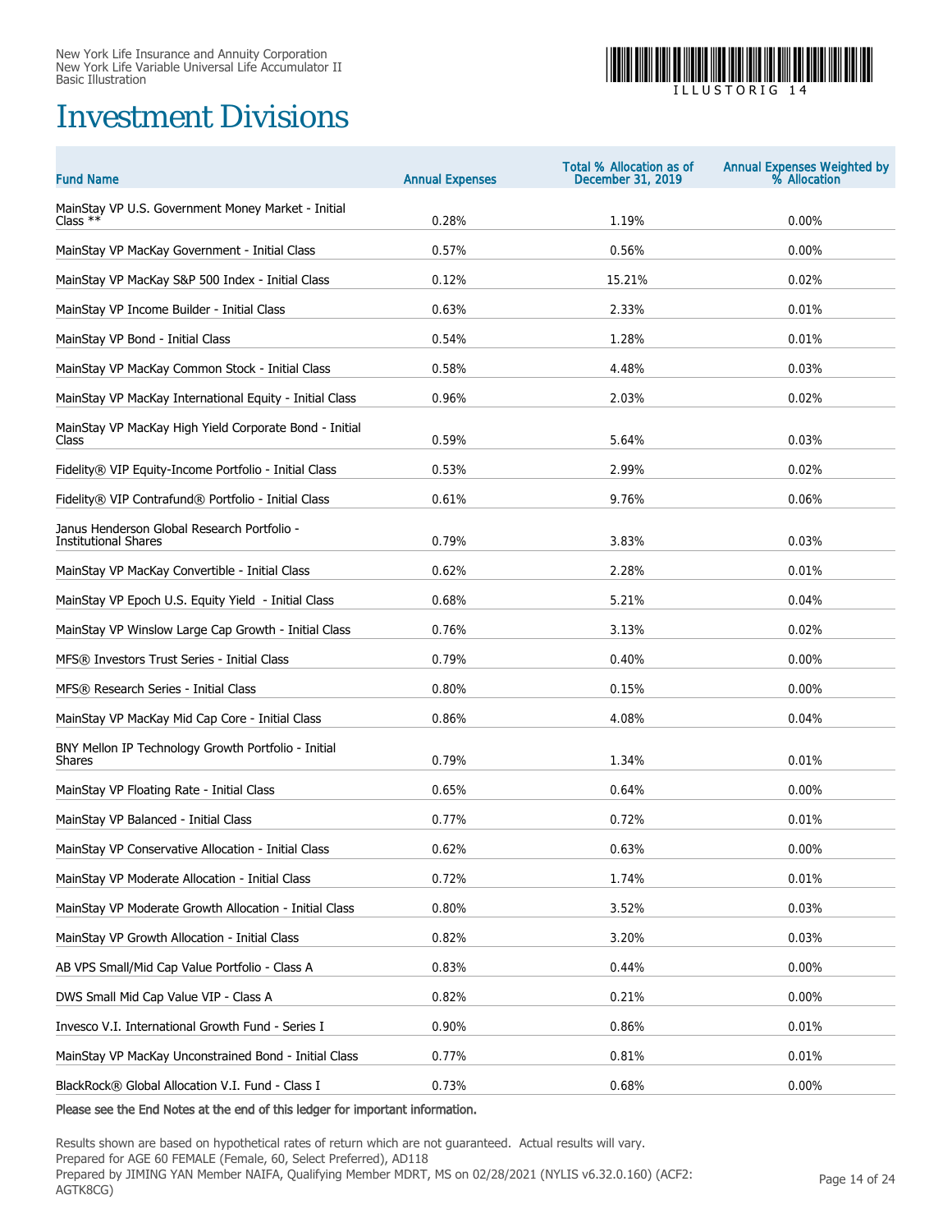# Investment Divisions

| Fund Name | Annual Expenses | Total % Allocation as of December 31, 2019 | Annual Expenses Weighted by % Allocation |
|---|---|---|---|
| MainStay VP U.S. Government Money Market - Initial Class ** | 0.28% | 1.19% | 0.00% |
| MainStay VP MacKay Government - Initial Class | 0.57% | 0.56% | 0.00% |
| MainStay VP MacKay S&P 500 Index - Initial Class | 0.12% | 15.21% | 0.02% |
| MainStay VP Income Builder - Initial Class | 0.63% | 2.33% | 0.01% |
| MainStay VP Bond - Initial Class | 0.54% | 1.28% | 0.01% |
| MainStay VP MacKay Common Stock - Initial Class | 0.58% | 4.48% | 0.03% |
| MainStay VP MacKay International Equity - Initial Class | 0.96% | 2.03% | 0.02% |
| MainStay VP MacKay High Yield Corporate Bond - Initial Class | 0.59% | 5.64% | 0.03% |
| Fidelity® VIP Equity-Income Portfolio - Initial Class | 0.53% | 2.99% | 0.02% |
| Fidelity® VIP Contrafund® Portfolio - Initial Class | 0.61% | 9.76% | 0.06% |
| Janus Henderson Global Research Portfolio - Institutional Shares | 0.79% | 3.83% | 0.03% |
| MainStay VP MacKay Convertible - Initial Class | 0.62% | 2.28% | 0.01% |
| MainStay VP Epoch U.S. Equity Yield - Initial Class | 0.68% | 5.21% | 0.04% |
| MainStay VP Winslow Large Cap Growth - Initial Class | 0.76% | 3.13% | 0.02% |
| MFS® Investors Trust Series - Initial Class | 0.79% | 0.40% | 0.00% |
| MFS® Research Series - Initial Class | 0.80% | 0.15% | 0.00% |
| MainStay VP MacKay Mid Cap Core - Initial Class | 0.86% | 4.08% | 0.04% |
| BNY Mellon IP Technology Growth Portfolio - Initial Shares | 0.79% | 1.34% | 0.01% |
| MainStay VP Floating Rate - Initial Class | 0.65% | 0.64% | 0.00% |
| MainStay VP Balanced - Initial Class | 0.77% | 0.72% | 0.01% |
| MainStay VP Conservative Allocation - Initial Class | 0.62% | 0.63% | 0.00% |
| MainStay VP Moderate Allocation - Initial Class | 0.72% | 1.74% | 0.01% |
| MainStay VP Moderate Growth Allocation - Initial Class | 0.80% | 3.52% | 0.03% |
| MainStay VP Growth Allocation - Initial Class | 0.82% | 3.20% | 0.03% |
| AB VPS Small/Mid Cap Value Portfolio - Class A | 0.83% | 0.44% | 0.00% |
| DWS Small Mid Cap Value VIP - Class A | 0.82% | 0.21% | 0.00% |
| Invesco V.I. International Growth Fund - Series I | 0.90% | 0.86% | 0.01% |
| MainStay VP MacKay Unconstrained Bond - Initial Class | 0.77% | 0.81% | 0.01% |
| BlackRock® Global Allocation V.I. Fund - Class I | 0.73% | 0.68% | 0.00% |

**Please see the End Notes at the end of this ledger for important information.**

Results shown are based on hypothetical rates of return which are not guaranteed. Actual results will vary.
Prepared for AGE 60 FEMALE (Female, 60, Select Preferred), AD118
Prepared by JIMING YAN Member NAIFA, Qualifying Member MDRT, MS on 02/28/2021 (NYLIS v6.32.0.160) (ACF2: AGTK8CG)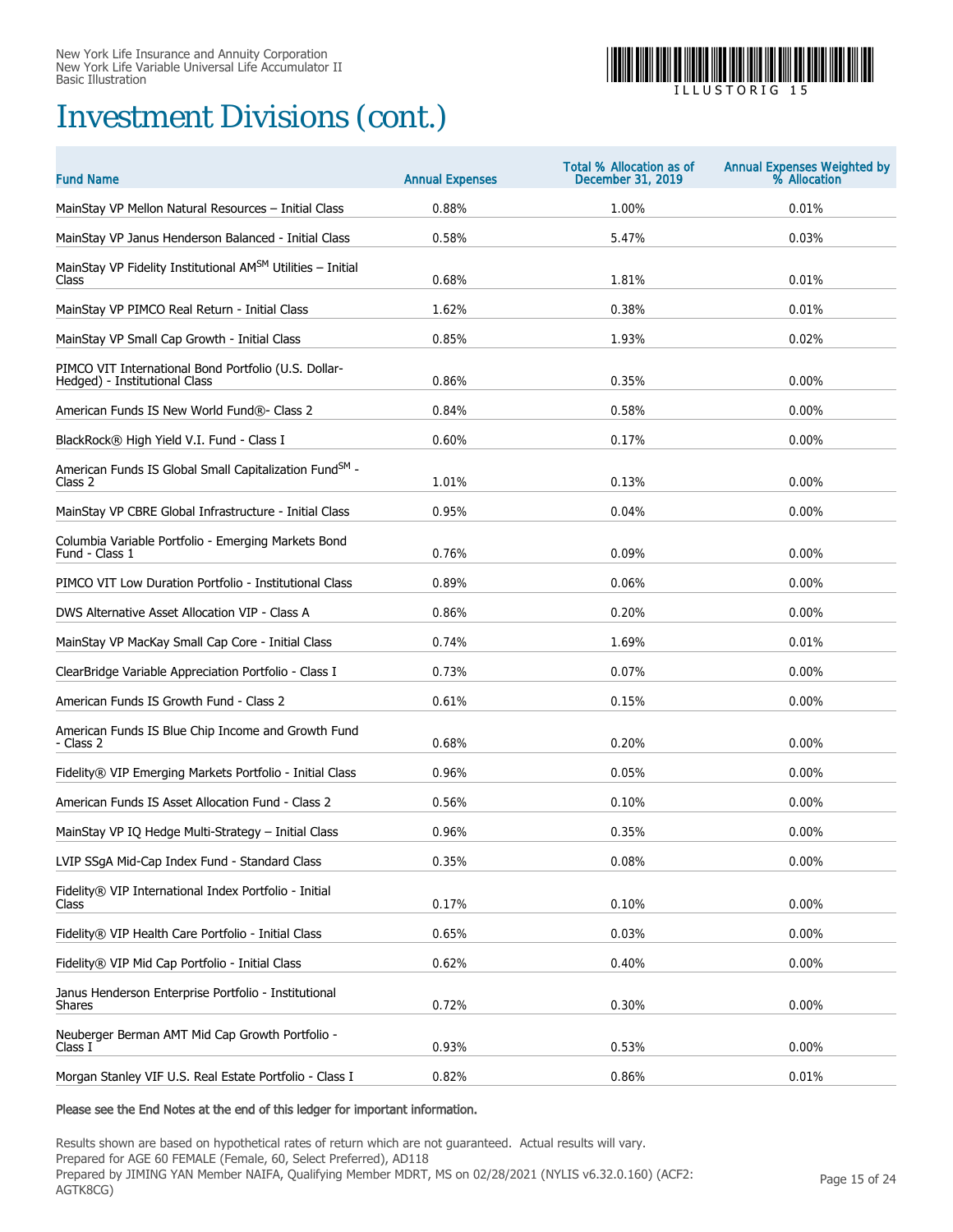# Investment Divisions (cont.)

| Fund Name | Annual Expenses | Total % Allocation as of December 31, 2019 | Annual Expenses Weighted by % Allocation |
|---|---|---|---|
| MainStay VP Mellon Natural Resources – Initial Class | 0.88% | 1.00% | 0.01% |
| MainStay VP Janus Henderson Balanced - Initial Class | 0.58% | 5.47% | 0.03% |
| MainStay VP Fidelity Institutional AM℠ Utilities – Initial Class | 0.68% | 1.81% | 0.01% |
| MainStay VP PIMCO Real Return - Initial Class | 1.62% | 0.38% | 0.01% |
| MainStay VP Small Cap Growth - Initial Class | 0.85% | 1.93% | 0.02% |
| PIMCO VIT International Bond Portfolio (U.S. Dollar-Hedged) - Institutional Class | 0.86% | 0.35% | 0.00% |
| American Funds IS New World Fund®- Class 2 | 0.84% | 0.58% | 0.00% |
| BlackRock® High Yield V.I. Fund - Class I | 0.60% | 0.17% | 0.00% |
| American Funds IS Global Small Capitalization Fund℠ - Class 2 | 1.01% | 0.13% | 0.00% |
| MainStay VP CBRE Global Infrastructure - Initial Class | 0.95% | 0.04% | 0.00% |
| Columbia Variable Portfolio - Emerging Markets Bond Fund - Class 1 | 0.76% | 0.09% | 0.00% |
| PIMCO VIT Low Duration Portfolio - Institutional Class | 0.89% | 0.06% | 0.00% |
| DWS Alternative Asset Allocation VIP - Class A | 0.86% | 0.20% | 0.00% |
| MainStay VP MacKay Small Cap Core - Initial Class | 0.74% | 1.69% | 0.01% |
| ClearBridge Variable Appreciation Portfolio - Class I | 0.73% | 0.07% | 0.00% |
| American Funds IS Growth Fund - Class 2 | 0.61% | 0.15% | 0.00% |
| American Funds IS Blue Chip Income and Growth Fund - Class 2 | 0.68% | 0.20% | 0.00% |
| Fidelity® VIP Emerging Markets Portfolio - Initial Class | 0.96% | 0.05% | 0.00% |
| American Funds IS Asset Allocation Fund - Class 2 | 0.56% | 0.10% | 0.00% |
| MainStay VP IQ Hedge Multi-Strategy – Initial Class | 0.96% | 0.35% | 0.00% |
| LVIP SSgA Mid-Cap Index Fund - Standard Class | 0.35% | 0.08% | 0.00% |
| Fidelity® VIP International Index Portfolio - Initial Class | 0.17% | 0.10% | 0.00% |
| Fidelity® VIP Health Care Portfolio - Initial Class | 0.65% | 0.03% | 0.00% |
| Fidelity® VIP Mid Cap Portfolio - Initial Class | 0.62% | 0.40% | 0.00% |
| Janus Henderson Enterprise Portfolio - Institutional Shares | 0.72% | 0.30% | 0.00% |
| Neuberger Berman AMT Mid Cap Growth Portfolio - Class I | 0.93% | 0.53% | 0.00% |
| Morgan Stanley VIF U.S. Real Estate Portfolio - Class I | 0.82% | 0.86% | 0.01% |

**Please see the End Notes at the end of this ledger for important information.**

Results shown are based on hypothetical rates of return which are not guaranteed. Actual results will vary.
Prepared for AGE 60 FEMALE (Female, 60, Select Preferred), AD118
Prepared by JIMING YAN Member NAIFA, Qualifying Member MDRT, MS on 02/28/2021 (NYLIS v6.32.0.160) (ACF2: AGTK8CG)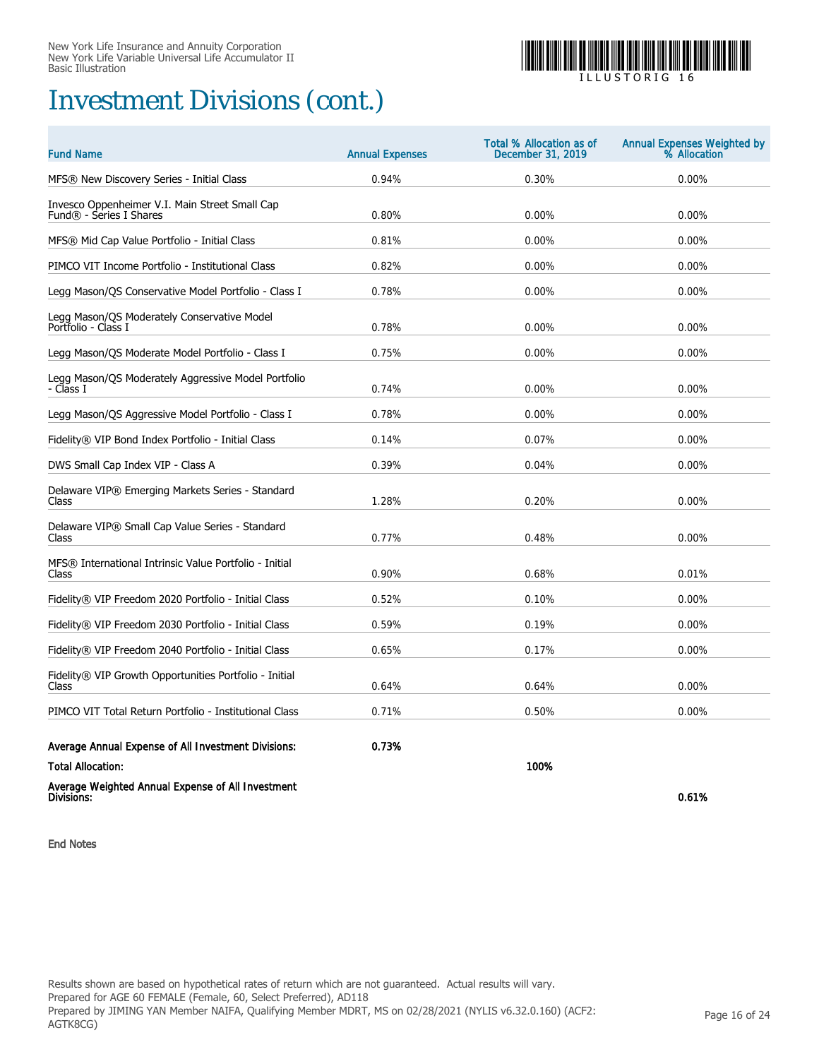# Investment Divisions (cont.)

| Fund Name | Annual Expenses | Total % Allocation as of December 31, 2019 | Annual Expenses Weighted by % Allocation |
|---|---|---|---|
| MFS® New Discovery Series - Initial Class | 0.94% | 0.30% | 0.00% |
| Invesco Oppenheimer V.I. Main Street Small Cap Fund® - Series I Shares | 0.80% | 0.00% | 0.00% |
| MFS® Mid Cap Value Portfolio - Initial Class | 0.81% | 0.00% | 0.00% |
| PIMCO VIT Income Portfolio - Institutional Class | 0.82% | 0.00% | 0.00% |
| Legg Mason/QS Conservative Model Portfolio - Class I | 0.78% | 0.00% | 0.00% |
| Legg Mason/QS Moderately Conservative Model Portfolio - Class I | 0.78% | 0.00% | 0.00% |
| Legg Mason/QS Moderate Model Portfolio - Class I | 0.75% | 0.00% | 0.00% |
| Legg Mason/QS Moderately Aggressive Model Portfolio - Class I | 0.74% | 0.00% | 0.00% |
| Legg Mason/QS Aggressive Model Portfolio - Class I | 0.78% | 0.00% | 0.00% |
| Fidelity® VIP Bond Index Portfolio - Initial Class | 0.14% | 0.07% | 0.00% |
| DWS Small Cap Index VIP - Class A | 0.39% | 0.04% | 0.00% |
| Delaware VIP® Emerging Markets Series - Standard Class | 1.28% | 0.20% | 0.00% |
| Delaware VIP® Small Cap Value Series - Standard Class | 0.77% | 0.48% | 0.00% |
| MFS® International Intrinsic Value Portfolio - Initial Class | 0.90% | 0.68% | 0.01% |
| Fidelity® VIP Freedom 2020 Portfolio - Initial Class | 0.52% | 0.10% | 0.00% |
| Fidelity® VIP Freedom 2030 Portfolio - Initial Class | 0.59% | 0.19% | 0.00% |
| Fidelity® VIP Freedom 2040 Portfolio - Initial Class | 0.65% | 0.17% | 0.00% |
| Fidelity® VIP Growth Opportunities Portfolio - Initial Class | 0.64% | 0.64% | 0.00% |
| PIMCO VIT Total Return Portfolio - Institutional Class | 0.71% | 0.50% | 0.00% |
| **Average Annual Expense of All Investment Divisions:** | **0.73%** | | |
| **Total Allocation:** | | **100%** | |
| **Average Weighted Annual Expense of All Investment Divisions:** | | | **0.61%** |

**End Notes**

Results shown are based on hypothetical rates of return which are not guaranteed. Actual results will vary.
Prepared for AGE 60 FEMALE (Female, 60, Select Preferred), AD118
Prepared by JIMING YAN Member NAIFA, Qualifying Member MDRT, MS on 02/28/2021 (NYLIS v6.32.0.160) (ACF2: AGTK8CG)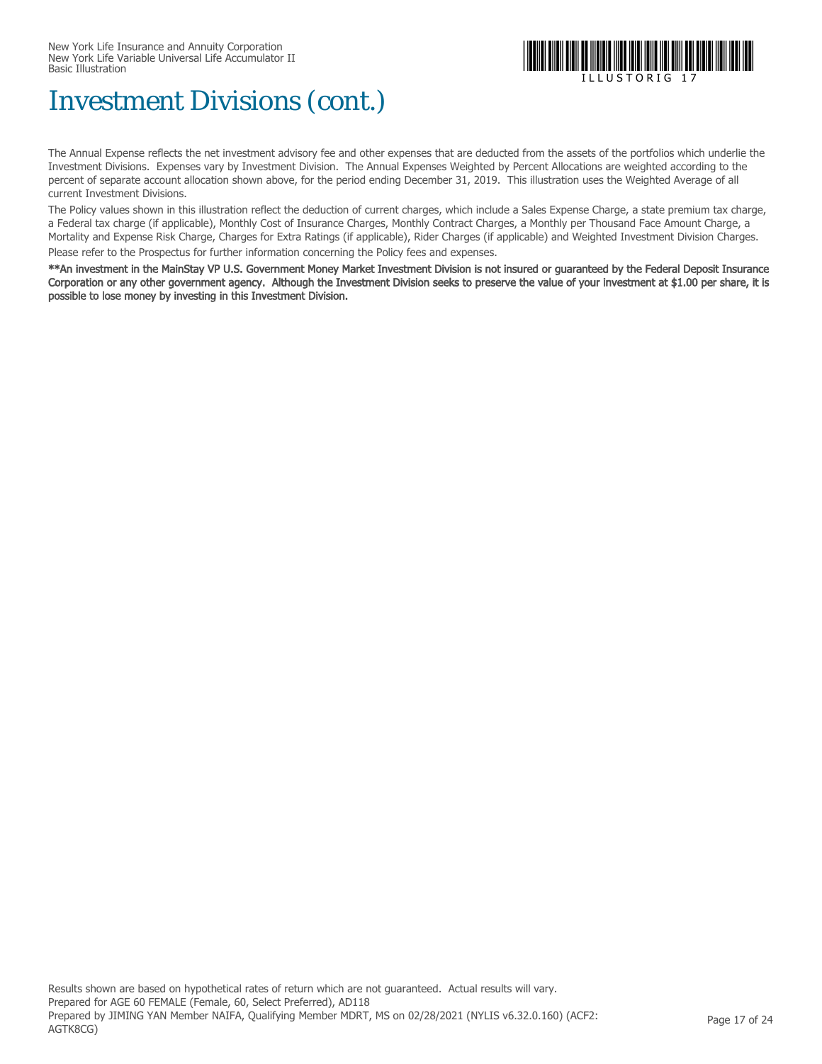# Investment Divisions (cont.)

The Annual Expense reflects the net investment advisory fee and other expenses that are deducted from the assets of the portfolios which underlie the Investment Divisions. Expenses vary by Investment Division. The Annual Expenses Weighted by Percent Allocations are weighted according to the percent of separate account allocation shown above, for the period ending December 31, 2019. This illustration uses the Weighted Average of all current Investment Divisions.

The Policy values shown in this illustration reflect the deduction of current charges, which include a Sales Expense Charge, a state premium tax charge, a Federal tax charge (if applicable), Monthly Cost of Insurance Charges, Monthly Contract Charges, a Monthly per Thousand Face Amount Charge, a Mortality and Expense Risk Charge, Charges for Extra Ratings (if applicable), Rider Charges (if applicable) and Weighted Investment Division Charges.

Please refer to the Prospectus for further information concerning the Policy fees and expenses.

**\*\*An investment in the MainStay VP U.S. Government Money Market Investment Division is not insured or guaranteed by the Federal Deposit Insurance Corporation or any other government agency. Although the Investment Division seeks to preserve the value of your investment at $1.00 per share, it is possible to lose money by investing in this Investment Division.**

Results shown are based on hypothetical rates of return which are not guaranteed. Actual results will vary.
Prepared for AGE 60 FEMALE (Female, 60, Select Preferred), AD118
Prepared by JIMING YAN Member NAIFA, Qualifying Member MDRT, MS on 02/28/2021 (NYLIS v6.32.0.160) (ACF2: AGTK8CG)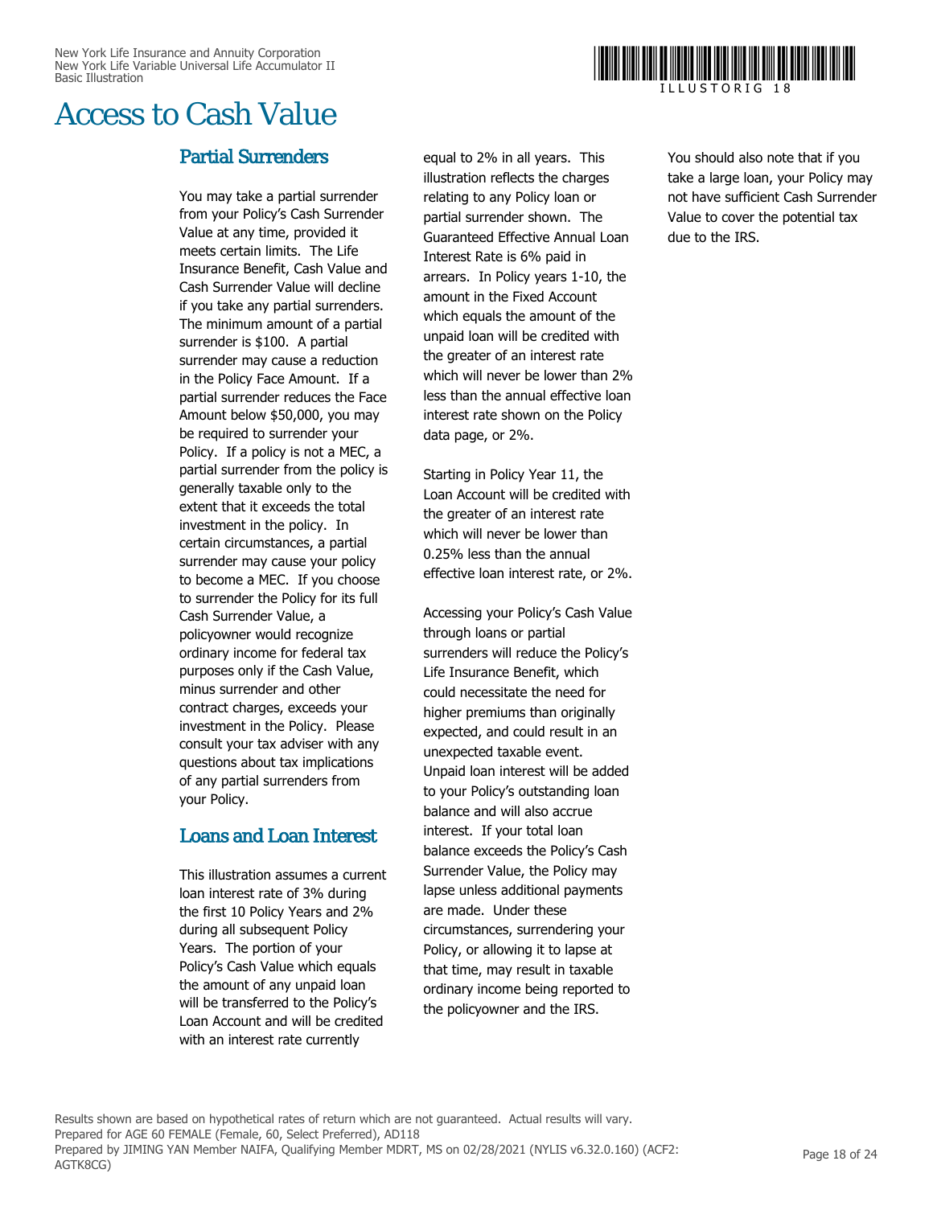# Access to Cash Value

## Partial Surrenders

You may take a partial surrender from your Policy's Cash Surrender Value at any time, provided it meets certain limits. The Life Insurance Benefit, Cash Value and Cash Surrender Value will decline if you take any partial surrenders. The minimum amount of a partial surrender is $100. A partial surrender may cause a reduction in the Policy Face Amount. If a partial surrender reduces the Face Amount below $50,000, you may be required to surrender your Policy. If a policy is not a MEC, a partial surrender from the policy is generally taxable only to the extent that it exceeds the total investment in the policy. In certain circumstances, a partial surrender may cause your policy to become a MEC. If you choose to surrender the Policy for its full Cash Surrender Value, a policyowner would recognize ordinary income for federal tax purposes only if the Cash Value, minus surrender and other contract charges, exceeds your investment in the Policy. Please consult your tax adviser with any questions about tax implications of any partial surrenders from your Policy.

## Loans and Loan Interest

This illustration assumes a current loan interest rate of 3% during the first 10 Policy Years and 2% during all subsequent Policy Years. The portion of your Policy's Cash Value which equals the amount of any unpaid loan will be transferred to the Policy's Loan Account and will be credited with an interest rate currently equal to 2% in all years. This illustration reflects the charges relating to any Policy loan or partial surrender shown. The Guaranteed Effective Annual Loan Interest Rate is 6% paid in arrears. In Policy years 1-10, the amount in the Fixed Account which equals the amount of the unpaid loan will be credited with the greater of an interest rate which will never be lower than 2% less than the annual effective loan interest rate shown on the Policy data page, or 2%.

Starting in Policy Year 11, the Loan Account will be credited with the greater of an interest rate which will never be lower than 0.25% less than the annual effective loan interest rate, or 2%.

Accessing your Policy's Cash Value through loans or partial surrenders will reduce the Policy's Life Insurance Benefit, which could necessitate the need for higher premiums than originally expected, and could result in an unexpected taxable event. Unpaid loan interest will be added to your Policy's outstanding loan balance and will also accrue interest. If your total loan balance exceeds the Policy's Cash Surrender Value, the Policy may lapse unless additional payments are made. Under these circumstances, surrendering your Policy, or allowing it to lapse at that time, may result in taxable ordinary income being reported to the policyowner and the IRS.

You should also note that if you take a large loan, your Policy may not have sufficient Cash Surrender Value to cover the potential tax due to the IRS.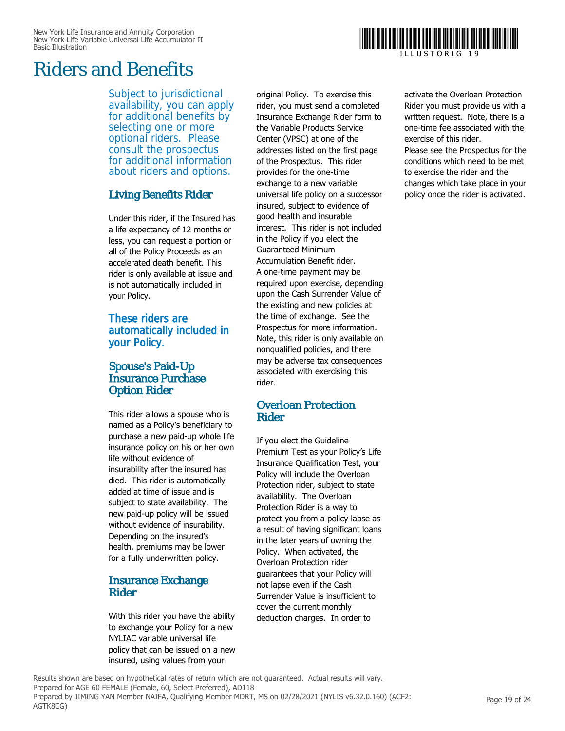# Riders and Benefits

Subject to jurisdictional availability, you can apply for additional benefits by selecting one or more optional riders. Please consult the prospectus for additional information about riders and options.

## Living Benefits Rider

Under this rider, if the Insured has a life expectancy of 12 months or less, you can request a portion or all of the Policy Proceeds as an accelerated death benefit. This rider is only available at issue and is not automatically included in your Policy.

### These riders are automatically included in your Policy.

## Spouse's Paid-Up Insurance Purchase Option Rider

This rider allows a spouse who is named as a Policy's beneficiary to purchase a new paid-up whole life insurance policy on his or her own life without evidence of insurability after the insured has died. This rider is automatically added at time of issue and is subject to state availability. The new paid-up policy will be issued without evidence of insurability. Depending on the insured's health, premiums may be lower for a fully underwritten policy.

## Insurance Exchange Rider

With this rider you have the ability to exchange your Policy for a new NYLIAC variable universal life policy that can be issued on a new insured, using values from your original Policy. To exercise this rider, you must send a completed Insurance Exchange Rider form to the Variable Products Service Center (VPSC) at one of the addresses listed on the first page of the Prospectus. This rider provides for the one-time exchange to a new variable universal life policy on a successor insured, subject to evidence of good health and insurable interest. This rider is not included in the Policy if you elect the Guaranteed Minimum Accumulation Benefit rider.
A one-time payment may be required upon exercise, depending upon the Cash Surrender Value of the existing and new policies at the time of exchange. See the Prospectus for more information. Note, this rider is only available on nonqualified policies, and there may be adverse tax consequences associated with exercising this rider.

## Overloan Protection Rider

If you elect the Guideline Premium Test as your Policy's Life Insurance Qualification Test, your Policy will include the Overloan Protection rider, subject to state availability. The Overloan Protection Rider is a way to protect you from a policy lapse as a result of having significant loans in the later years of owning the Policy. When activated, the Overloan Protection rider guarantees that your Policy will not lapse even if the Cash Surrender Value is insufficient to cover the current monthly deduction charges. In order to activate the Overloan Protection Rider you must provide us with a written request. Note, there is a one-time fee associated with the exercise of this rider.
Please see the Prospectus for the conditions which need to be met to exercise the rider and the changes which take place in your policy once the rider is activated.

Results shown are based on hypothetical rates of return which are not guaranteed. Actual results will vary.
Prepared for AGE 60 FEMALE (Female, 60, Select Preferred), AD118
Prepared by JIMING YAN Member NAIFA, Qualifying Member MDRT, MS on 02/28/2021 (NYLIS v6.32.0.160) (ACF2: AGTK8CG)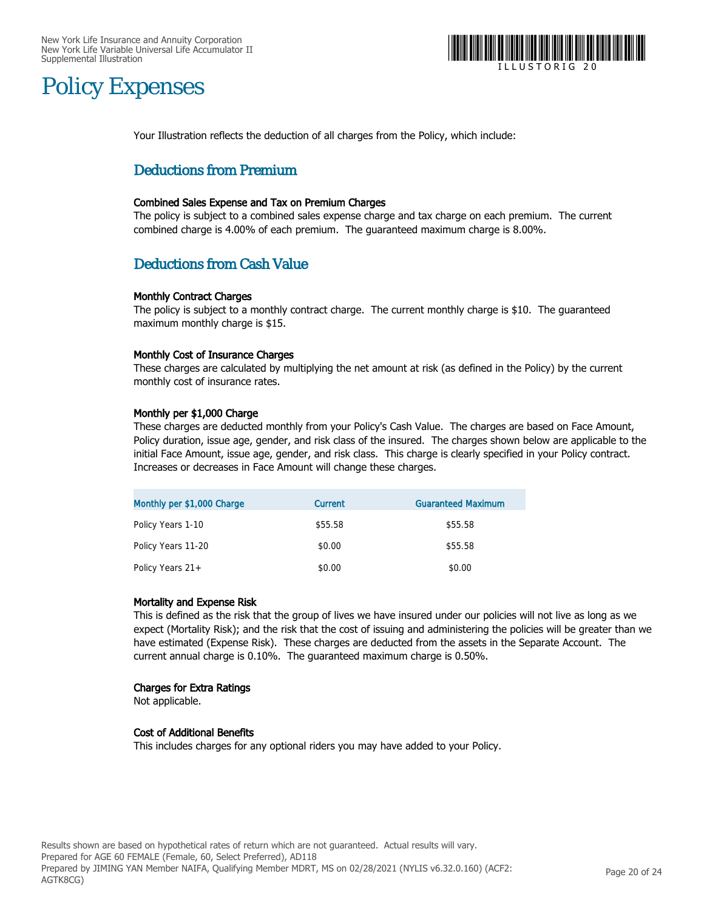# Policy Expenses

Your Illustration reflects the deduction of all charges from the Policy, which include:

## Deductions from Premium

**Combined Sales Expense and Tax on Premium Charges**

The policy is subject to a combined sales expense charge and tax charge on each premium. The current combined charge is 4.00% of each premium. The guaranteed maximum charge is 8.00%.

## Deductions from Cash Value

**Monthly Contract Charges**

The policy is subject to a monthly contract charge. The current monthly charge is $10. The guaranteed maximum monthly charge is $15.

**Monthly Cost of Insurance Charges**

These charges are calculated by multiplying the net amount at risk (as defined in the Policy) by the current monthly cost of insurance rates.

**Monthly per $1,000 Charge**

These charges are deducted monthly from your Policy's Cash Value. The charges are based on Face Amount, Policy duration, issue age, gender, and risk class of the insured. The charges shown below are applicable to the initial Face Amount, issue age, gender, and risk class. This charge is clearly specified in your Policy contract. Increases or decreases in Face Amount will change these charges.

| Monthly per $1,000 Charge | Current | Guaranteed Maximum |
|---|---|---|
| Policy Years 1-10 | $55.58 | $55.58 |
| Policy Years 11-20 | $0.00 | $55.58 |
| Policy Years 21+ | $0.00 | $0.00 |

**Mortality and Expense Risk**

This is defined as the risk that the group of lives we have insured under our policies will not live as long as we expect (Mortality Risk); and the risk that the cost of issuing and administering the policies will be greater than we have estimated (Expense Risk). These charges are deducted from the assets in the Separate Account. The current annual charge is 0.10%. The guaranteed maximum charge is 0.50%.

**Charges for Extra Ratings**

Not applicable.

**Cost of Additional Benefits**

This includes charges for any optional riders you may have added to your Policy.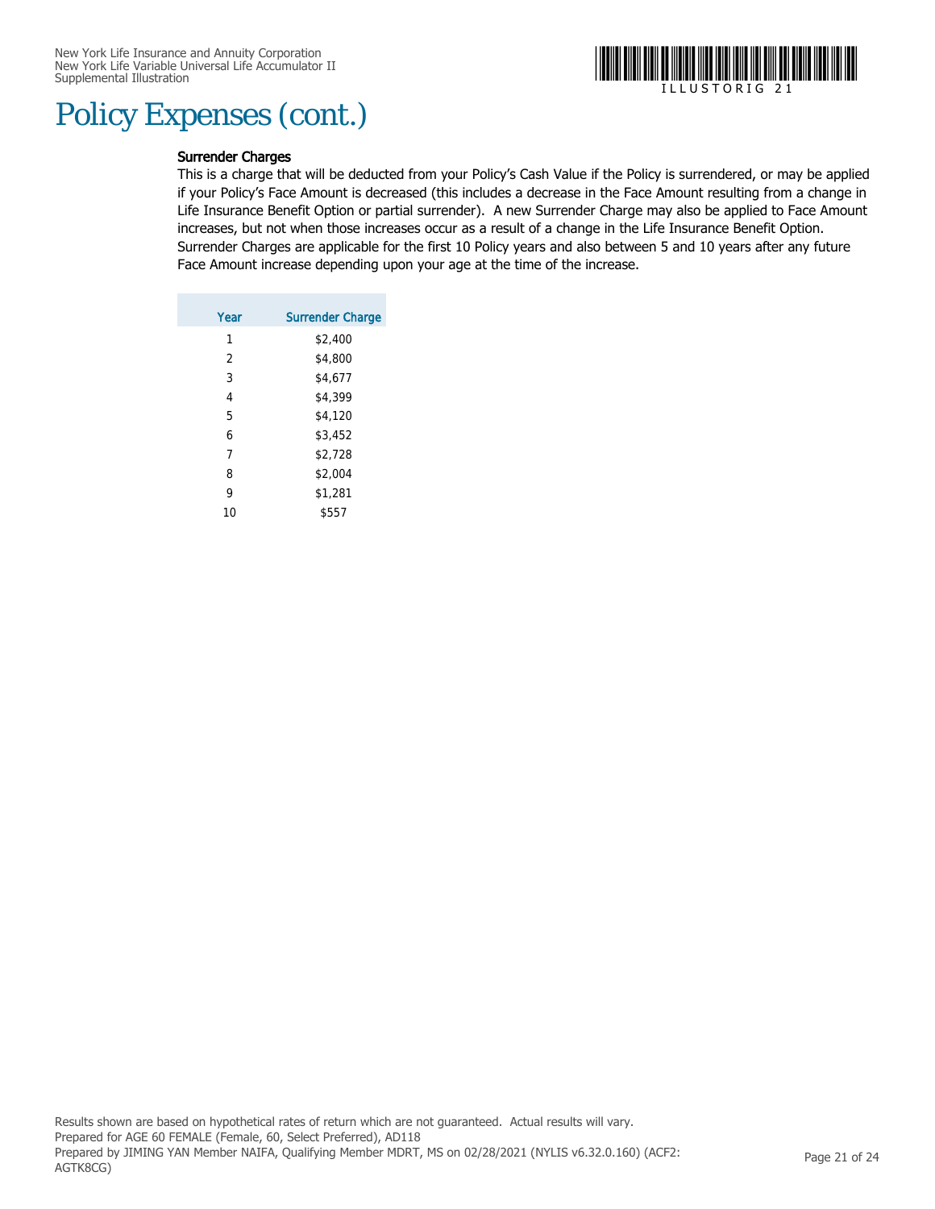# Policy Expenses (cont.)

**Surrender Charges**

This is a charge that will be deducted from your Policy's Cash Value if the Policy is surrendered, or may be applied if your Policy's Face Amount is decreased (this includes a decrease in the Face Amount resulting from a change in Life Insurance Benefit Option or partial surrender). A new Surrender Charge may also be applied to Face Amount increases, but not when those increases occur as a result of a change in the Life Insurance Benefit Option. Surrender Charges are applicable for the first 10 Policy years and also between 5 and 10 years after any future Face Amount increase depending upon your age at the time of the increase.

| Year | Surrender Charge |
|---|---|
| 1 | $2,400 |
| 2 | $4,800 |
| 3 | $4,677 |
| 4 | $4,399 |
| 5 | $4,120 |
| 6 | $3,452 |
| 7 | $2,728 |
| 8 | $2,004 |
| 9 | $1,281 |
| 10 | $557 |

Results shown are based on hypothetical rates of return which are not guaranteed. Actual results will vary.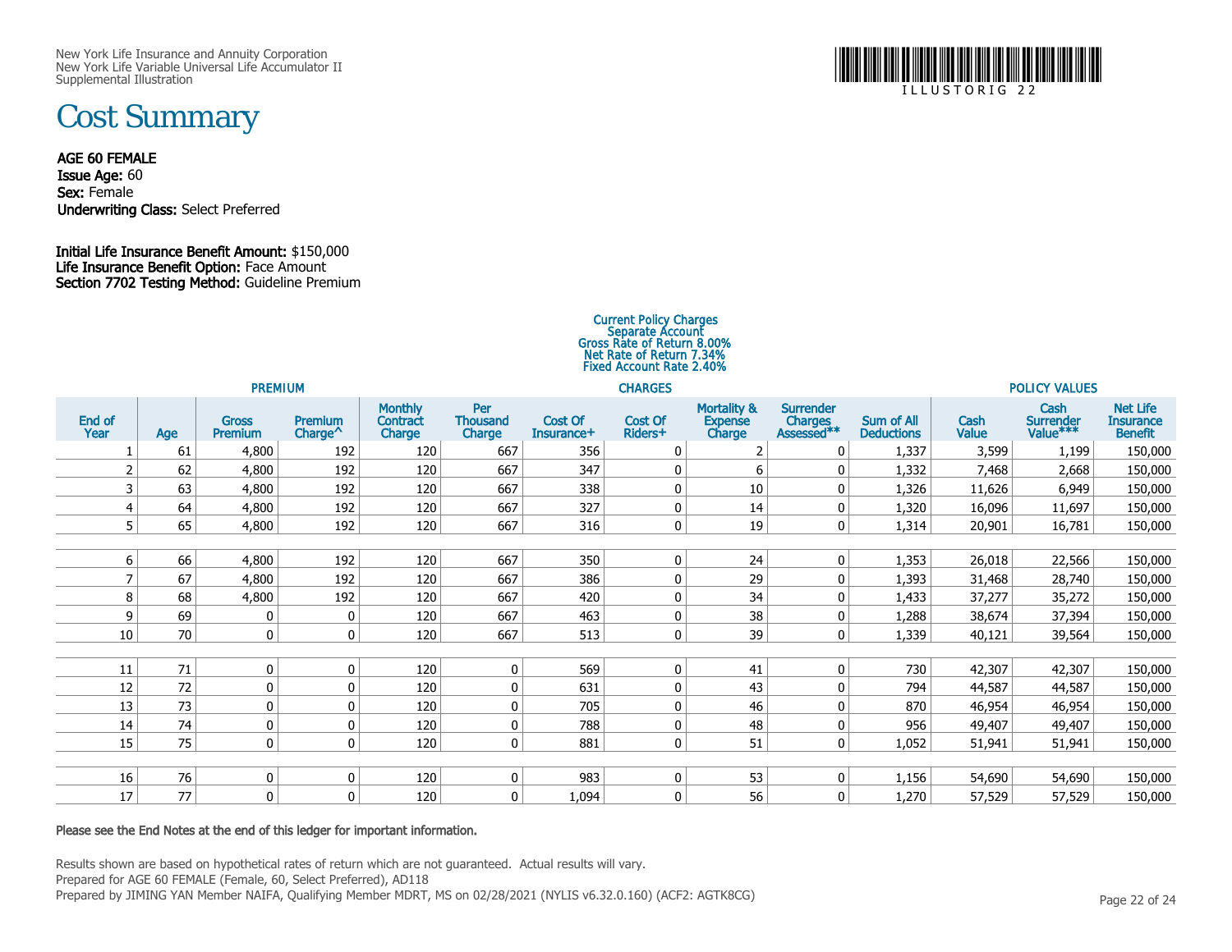New York Life Insurance and Annuity Corporation
New York Life Variable Universal Life Accumulator II
Supplemental Illustration

# Cost Summary

**AGE 60 FEMALE**
**Issue Age:** 60
**Sex:** Female
**Underwriting Class:** Select Preferred

**Initial Life Insurance Benefit Amount:** $150,000
**Life Insurance Benefit Option:** Face Amount
**Section 7702 Testing Method:** Guideline Premium

Current Policy Charges
Separate Account
Gross Rate of Return 8.00%
Net Rate of Return 7.34%
Fixed Account Rate 2.40%

| | | PREMIUM | | CHARGES | | | | | | | POLICY VALUES | | |
|---|---|---|---|---|---|---|---|---|---|---|---|---|---|
| End of Year | Age | Gross Premium | Premium Charge^ | Monthly Contract Charge | Per Thousand Charge | Cost Of Insurance+ | Cost Of Riders+ | Mortality & Expense Charge | Surrender Charges Assessed** | Sum of All Deductions | Cash Value | Cash Surrender Value*** | Net Life Insurance Benefit |
| 1 | 61 | 4,800 | 192 | 120 | 667 | 356 | 0 | 2 | 0 | 1,337 | 3,599 | 1,199 | 150,000 |
| 2 | 62 | 4,800 | 192 | 120 | 667 | 347 | 0 | 6 | 0 | 1,332 | 7,468 | 2,668 | 150,000 |
| 3 | 63 | 4,800 | 192 | 120 | 667 | 338 | 0 | 10 | 0 | 1,326 | 11,626 | 6,949 | 150,000 |
| 4 | 64 | 4,800 | 192 | 120 | 667 | 327 | 0 | 14 | 0 | 1,320 | 16,096 | 11,697 | 150,000 |
| 5 | 65 | 4,800 | 192 | 120 | 667 | 316 | 0 | 19 | 0 | 1,314 | 20,901 | 16,781 | 150,000 |
| 6 | 66 | 4,800 | 192 | 120 | 667 | 350 | 0 | 24 | 0 | 1,353 | 26,018 | 22,566 | 150,000 |
| 7 | 67 | 4,800 | 192 | 120 | 667 | 386 | 0 | 29 | 0 | 1,393 | 31,468 | 28,740 | 150,000 |
| 8 | 68 | 4,800 | 192 | 120 | 667 | 420 | 0 | 34 | 0 | 1,433 | 37,277 | 35,272 | 150,000 |
| 9 | 69 | 0 | 0 | 120 | 667 | 463 | 0 | 38 | 0 | 1,288 | 38,674 | 37,394 | 150,000 |
| 10 | 70 | 0 | 0 | 120 | 667 | 513 | 0 | 39 | 0 | 1,339 | 40,121 | 39,564 | 150,000 |
| 11 | 71 | 0 | 0 | 120 | 0 | 569 | 0 | 41 | 0 | 730 | 42,307 | 42,307 | 150,000 |
| 12 | 72 | 0 | 0 | 120 | 0 | 631 | 0 | 43 | 0 | 794 | 44,587 | 44,587 | 150,000 |
| 13 | 73 | 0 | 0 | 120 | 0 | 705 | 0 | 46 | 0 | 870 | 46,954 | 46,954 | 150,000 |
| 14 | 74 | 0 | 0 | 120 | 0 | 788 | 0 | 48 | 0 | 956 | 49,407 | 49,407 | 150,000 |
| 15 | 75 | 0 | 0 | 120 | 0 | 881 | 0 | 51 | 0 | 1,052 | 51,941 | 51,941 | 150,000 |
| 16 | 76 | 0 | 0 | 120 | 0 | 983 | 0 | 53 | 0 | 1,156 | 54,690 | 54,690 | 150,000 |
| 17 | 77 | 0 | 0 | 120 | 0 | 1,094 | 0 | 56 | 0 | 1,270 | 57,529 | 57,529 | 150,000 |

**Please see the End Notes at the end of this ledger for important information.**

Results shown are based on hypothetical rates of return which are not guaranteed. Actual results will vary.
Prepared for AGE 60 FEMALE (Female, 60, Select Preferred), AD118
Prepared by JIMING YAN Member NAIFA, Qualifying Member MDRT, MS on 02/28/2021 (NYLIS v6.32.0.160) (ACF2: AGTK8CG)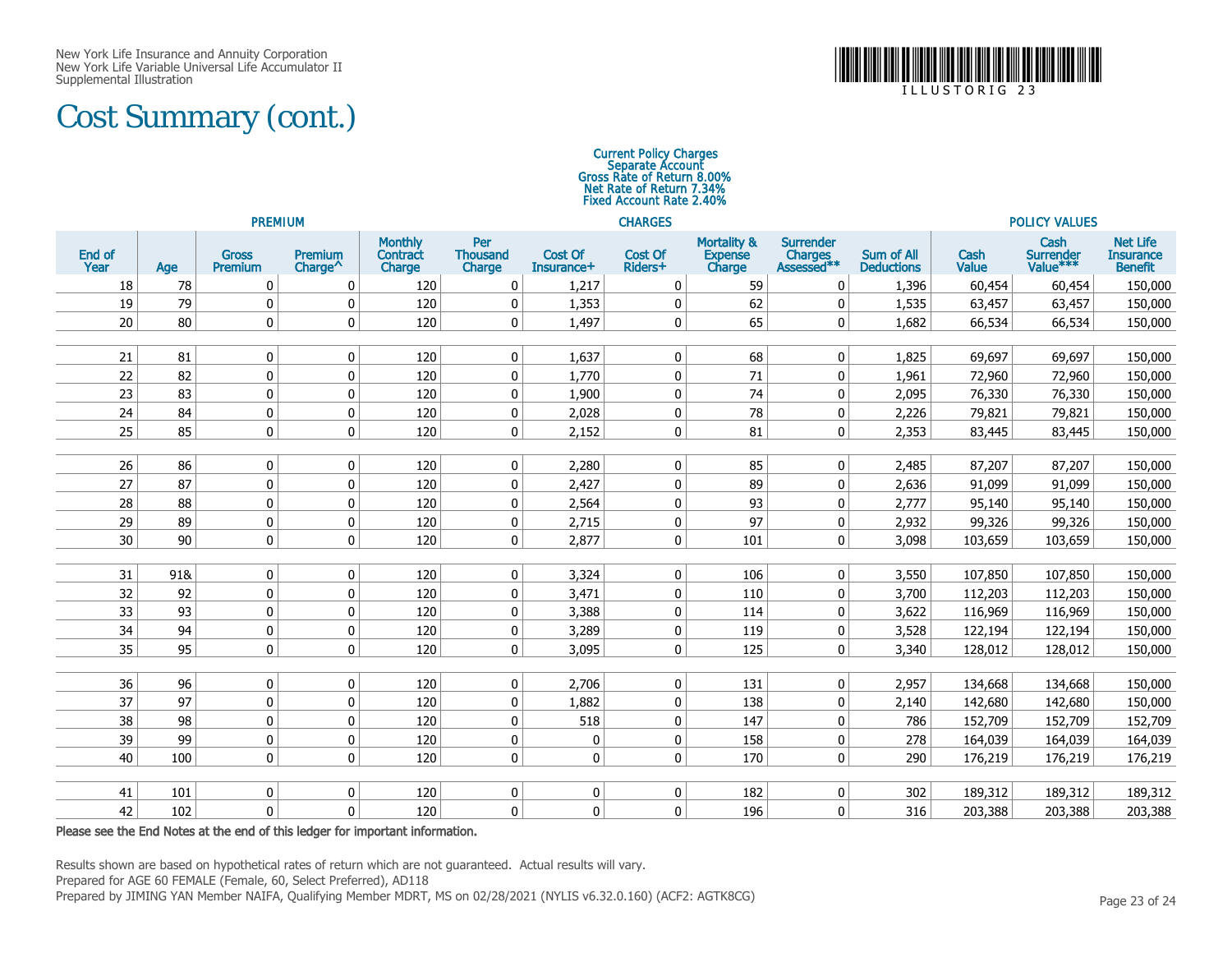New York Life Insurance and Annuity Corporation
New York Life Variable Universal Life Accumulator II
Supplemental Illustration

# Cost Summary (cont.)

Current Policy Charges
Separate Account
Gross Rate of Return 8.00%
Net Rate of Return 7.34%
Fixed Account Rate 2.40%

| | | PREMIUM | | CHARGES | | | | | | | POLICY VALUES | | |
|---|---|---|---|---|---|---|---|---|---|---|---|---|---|
| End of Year | Age | Gross Premium | Premium Charge^ | Monthly Contract Charge | Per Thousand Charge | Cost Of Insurance+ | Cost Of Riders+ | Mortality & Expense Charge | Surrender Charges Assessed** | Sum of All Deductions | Cash Value | Cash Surrender Value*** | Net Life Insurance Benefit |
| 18 | 78 | 0 | 0 | 120 | 0 | 1,217 | 0 | 59 | 0 | 1,396 | 60,454 | 60,454 | 150,000 |
| 19 | 79 | 0 | 0 | 120 | 0 | 1,353 | 0 | 62 | 0 | 1,535 | 63,457 | 63,457 | 150,000 |
| 20 | 80 | 0 | 0 | 120 | 0 | 1,497 | 0 | 65 | 0 | 1,682 | 66,534 | 66,534 | 150,000 |
| 21 | 81 | 0 | 0 | 120 | 0 | 1,637 | 0 | 68 | 0 | 1,825 | 69,697 | 69,697 | 150,000 |
| 22 | 82 | 0 | 0 | 120 | 0 | 1,770 | 0 | 71 | 0 | 1,961 | 72,960 | 72,960 | 150,000 |
| 23 | 83 | 0 | 0 | 120 | 0 | 1,900 | 0 | 74 | 0 | 2,095 | 76,330 | 76,330 | 150,000 |
| 24 | 84 | 0 | 0 | 120 | 0 | 2,028 | 0 | 78 | 0 | 2,226 | 79,821 | 79,821 | 150,000 |
| 25 | 85 | 0 | 0 | 120 | 0 | 2,152 | 0 | 81 | 0 | 2,353 | 83,445 | 83,445 | 150,000 |
| 26 | 86 | 0 | 0 | 120 | 0 | 2,280 | 0 | 85 | 0 | 2,485 | 87,207 | 87,207 | 150,000 |
| 27 | 87 | 0 | 0 | 120 | 0 | 2,427 | 0 | 89 | 0 | 2,636 | 91,099 | 91,099 | 150,000 |
| 28 | 88 | 0 | 0 | 120 | 0 | 2,564 | 0 | 93 | 0 | 2,777 | 95,140 | 95,140 | 150,000 |
| 29 | 89 | 0 | 0 | 120 | 0 | 2,715 | 0 | 97 | 0 | 2,932 | 99,326 | 99,326 | 150,000 |
| 30 | 90 | 0 | 0 | 120 | 0 | 2,877 | 0 | 101 | 0 | 3,098 | 103,659 | 103,659 | 150,000 |
| 31 | 91& | 0 | 0 | 120 | 0 | 3,324 | 0 | 106 | 0 | 3,550 | 107,850 | 107,850 | 150,000 |
| 32 | 92 | 0 | 0 | 120 | 0 | 3,471 | 0 | 110 | 0 | 3,700 | 112,203 | 112,203 | 150,000 |
| 33 | 93 | 0 | 0 | 120 | 0 | 3,388 | 0 | 114 | 0 | 3,622 | 116,969 | 116,969 | 150,000 |
| 34 | 94 | 0 | 0 | 120 | 0 | 3,289 | 0 | 119 | 0 | 3,528 | 122,194 | 122,194 | 150,000 |
| 35 | 95 | 0 | 0 | 120 | 0 | 3,095 | 0 | 125 | 0 | 3,340 | 128,012 | 128,012 | 150,000 |
| 36 | 96 | 0 | 0 | 120 | 0 | 2,706 | 0 | 131 | 0 | 2,957 | 134,668 | 134,668 | 150,000 |
| 37 | 97 | 0 | 0 | 120 | 0 | 1,882 | 0 | 138 | 0 | 2,140 | 142,680 | 142,680 | 150,000 |
| 38 | 98 | 0 | 0 | 120 | 0 | 518 | 0 | 147 | 0 | 786 | 152,709 | 152,709 | 152,709 |
| 39 | 99 | 0 | 0 | 120 | 0 | 0 | 0 | 158 | 0 | 278 | 164,039 | 164,039 | 164,039 |
| 40 | 100 | 0 | 0 | 120 | 0 | 0 | 0 | 170 | 0 | 290 | 176,219 | 176,219 | 176,219 |
| 41 | 101 | 0 | 0 | 120 | 0 | 0 | 0 | 182 | 0 | 302 | 189,312 | 189,312 | 189,312 |
| 42 | 102 | 0 | 0 | 120 | 0 | 0 | 0 | 196 | 0 | 316 | 203,388 | 203,388 | 203,388 |

**Please see the End Notes at the end of this ledger for important information.**

Results shown are based on hypothetical rates of return which are not guaranteed. Actual results will vary.
Prepared for AGE 60 FEMALE (Female, 60, Select Preferred), AD118
Prepared by JIMING YAN Member NAIFA, Qualifying Member MDRT, MS on 02/28/2021 (NYLIS v6.32.0.160) (ACF2: AGTK8CG)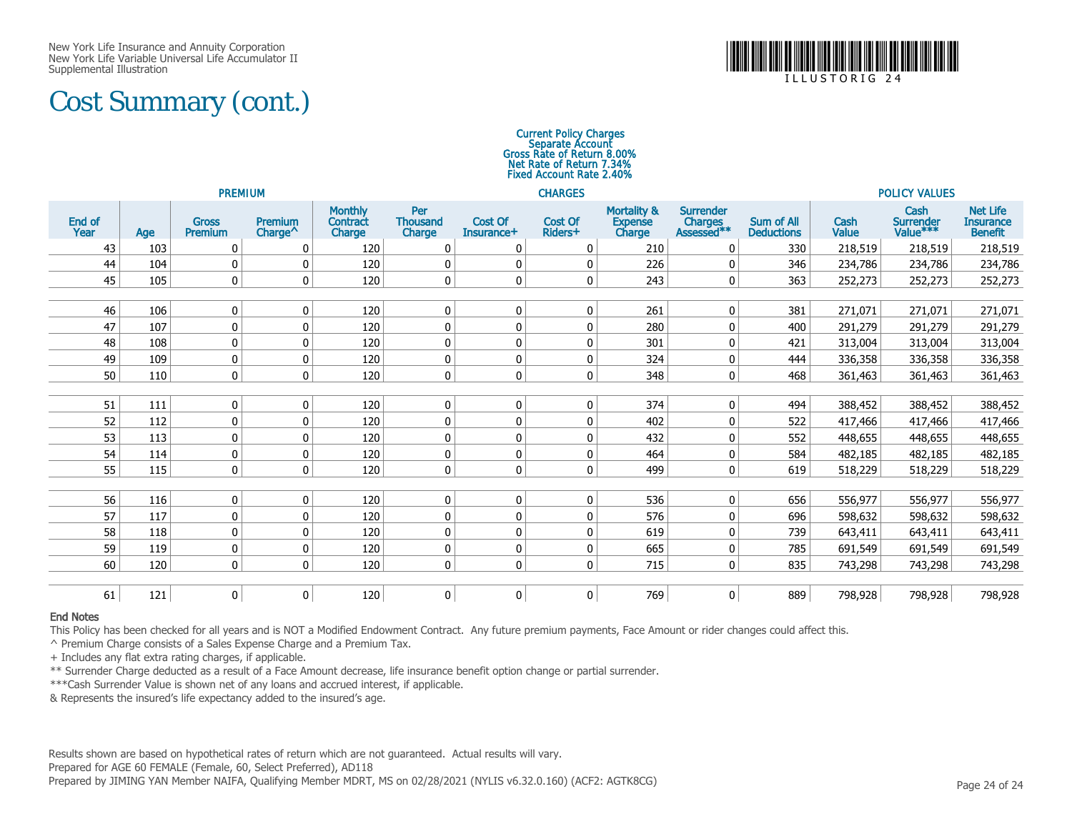# Cost Summary (cont.)

Current Policy Charges
Separate Account
Gross Rate of Return 8.00%
Net Rate of Return 7.34%
Fixed Account Rate 2.40%

| | | PREMIUM | | CHARGES | | | | | | | POLICY VALUES | | |
|---|---|---|---|---|---|---|---|---|---|---|---|---|---|
| End of Year | Age | Gross Premium | Premium Charge^ | Monthly Contract Charge | Per Thousand Charge | Cost Of Insurance+ | Cost Of Riders+ | Mortality & Expense Charge | Surrender Charges Assessed** | Sum of All Deductions | Cash Value | Cash Surrender Value*** | Net Life Insurance Benefit |
| 43 | 103 | 0 | 0 | 120 | 0 | 0 | 0 | 210 | 0 | 330 | 218,519 | 218,519 | 218,519 |
| 44 | 104 | 0 | 0 | 120 | 0 | 0 | 0 | 226 | 0 | 346 | 234,786 | 234,786 | 234,786 |
| 45 | 105 | 0 | 0 | 120 | 0 | 0 | 0 | 243 | 0 | 363 | 252,273 | 252,273 | 252,273 |
| 46 | 106 | 0 | 0 | 120 | 0 | 0 | 0 | 261 | 0 | 381 | 271,071 | 271,071 | 271,071 |
| 47 | 107 | 0 | 0 | 120 | 0 | 0 | 0 | 280 | 0 | 400 | 291,279 | 291,279 | 291,279 |
| 48 | 108 | 0 | 0 | 120 | 0 | 0 | 0 | 301 | 0 | 421 | 313,004 | 313,004 | 313,004 |
| 49 | 109 | 0 | 0 | 120 | 0 | 0 | 0 | 324 | 0 | 444 | 336,358 | 336,358 | 336,358 |
| 50 | 110 | 0 | 0 | 120 | 0 | 0 | 0 | 348 | 0 | 468 | 361,463 | 361,463 | 361,463 |
| 51 | 111 | 0 | 0 | 120 | 0 | 0 | 0 | 374 | 0 | 494 | 388,452 | 388,452 | 388,452 |
| 52 | 112 | 0 | 0 | 120 | 0 | 0 | 0 | 402 | 0 | 522 | 417,466 | 417,466 | 417,466 |
| 53 | 113 | 0 | 0 | 120 | 0 | 0 | 0 | 432 | 0 | 552 | 448,655 | 448,655 | 448,655 |
| 54 | 114 | 0 | 0 | 120 | 0 | 0 | 0 | 464 | 0 | 584 | 482,185 | 482,185 | 482,185 |
| 55 | 115 | 0 | 0 | 120 | 0 | 0 | 0 | 499 | 0 | 619 | 518,229 | 518,229 | 518,229 |
| 56 | 116 | 0 | 0 | 120 | 0 | 0 | 0 | 536 | 0 | 656 | 556,977 | 556,977 | 556,977 |
| 57 | 117 | 0 | 0 | 120 | 0 | 0 | 0 | 576 | 0 | 696 | 598,632 | 598,632 | 598,632 |
| 58 | 118 | 0 | 0 | 120 | 0 | 0 | 0 | 619 | 0 | 739 | 643,411 | 643,411 | 643,411 |
| 59 | 119 | 0 | 0 | 120 | 0 | 0 | 0 | 665 | 0 | 785 | 691,549 | 691,549 | 691,549 |
| 60 | 120 | 0 | 0 | 120 | 0 | 0 | 0 | 715 | 0 | 835 | 743,298 | 743,298 | 743,298 |
| 61 | 121 | 0 | 0 | 120 | 0 | 0 | 0 | 769 | 0 | 889 | 798,928 | 798,928 | 798,928 |

**End Notes**

This Policy has been checked for all years and is NOT a Modified Endowment Contract. Any future premium payments, Face Amount or rider changes could affect this.

^ Premium Charge consists of a Sales Expense Charge and a Premium Tax.

+ Includes any flat extra rating charges, if applicable.

** Surrender Charge deducted as a result of a Face Amount decrease, life insurance benefit option change or partial surrender.

***Cash Surrender Value is shown net of any loans and accrued interest, if applicable.

& Represents the insured's life expectancy added to the insured's age.

Results shown are based on hypothetical rates of return which are not guaranteed. Actual results will vary.
Prepared for AGE 60 FEMALE (Female, 60, Select Preferred), AD118
Prepared by JIMING YAN Member NAIFA, Qualifying Member MDRT, MS on 02/28/2021 (NYLIS v6.32.0.160) (ACF2: AGTK8CG)